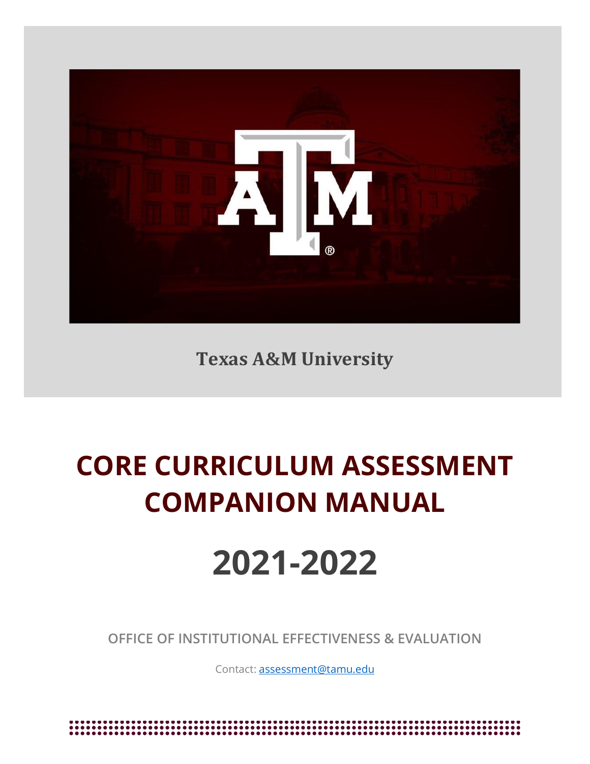Texas A&M University

# CORE CURRICULUM ASSESSMENT COMPANION MANUAL

# 2021-2022

OFFICE OF INSTITUTIONAL EFFECTIVENESS & EVALUATION

Contact: assessment@tamu.edu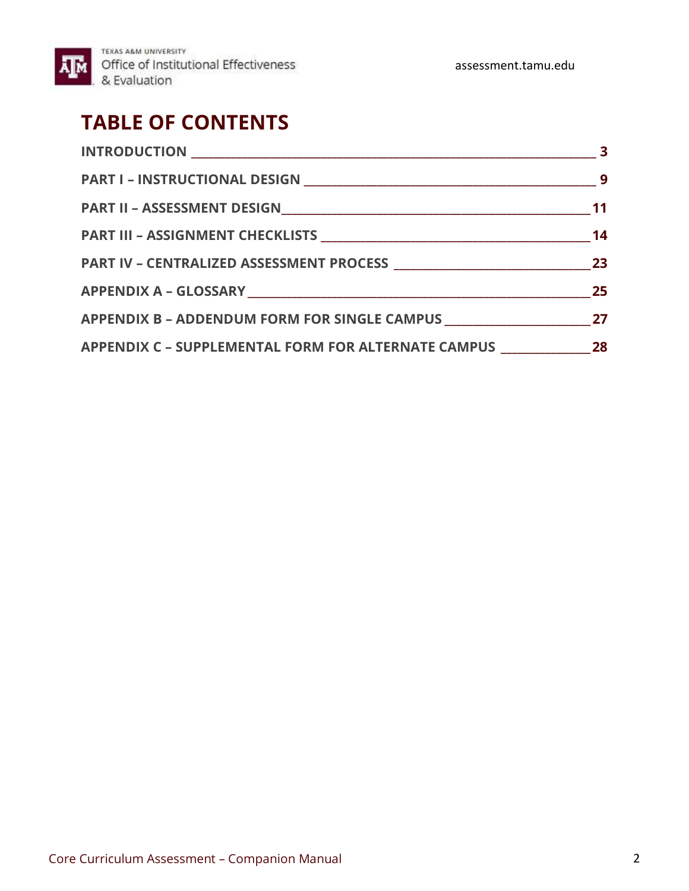# TABLE OF CONTENTS

| | |
|---|---|
| **INTRODUCTION** | **3** |
| **PART I – INSTRUCTIONAL DESIGN** | **9** |
| **PART II – ASSESSMENT DESIGN** | **11** |
| **PART III – ASSIGNMENT CHECKLISTS** | **14** |
| **PART IV – CENTRALIZED ASSESSMENT PROCESS** | **23** |
| **APPENDIX A – GLOSSARY** | **25** |
| **APPENDIX B – ADDENDUM FORM FOR SINGLE CAMPUS** | **27** |
| **APPENDIX C – SUPPLEMENTAL FORM FOR ALTERNATE CAMPUS** | **28** |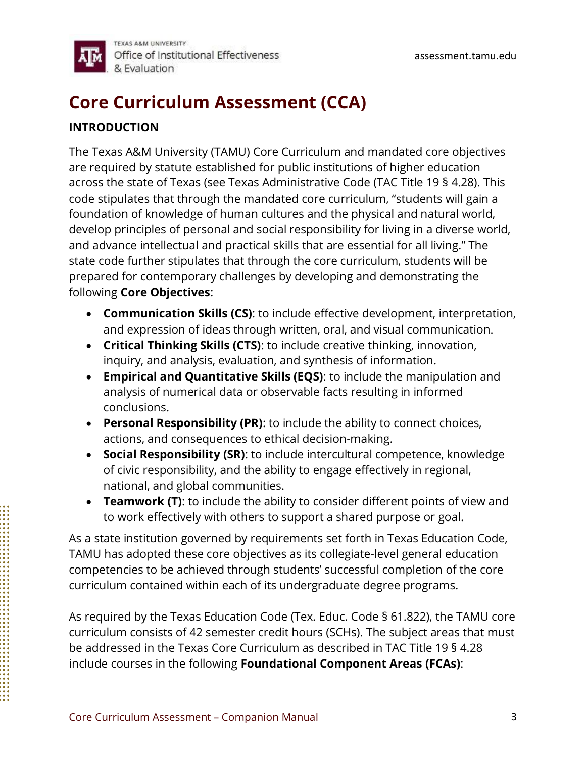# Core Curriculum Assessment (CCA)

## INTRODUCTION

The Texas A&M University (TAMU) Core Curriculum and mandated core objectives are required by statute established for public institutions of higher education across the state of Texas (see Texas Administrative Code (TAC Title 19 § 4.28). This code stipulates that through the mandated core curriculum, "students will gain a foundation of knowledge of human cultures and the physical and natural world, develop principles of personal and social responsibility for living in a diverse world, and advance intellectual and practical skills that are essential for all living." The state code further stipulates that through the core curriculum, students will be prepared for contemporary challenges by developing and demonstrating the following **Core Objectives**:

- **Communication Skills (CS)**: to include effective development, interpretation, and expression of ideas through written, oral, and visual communication.
- **Critical Thinking Skills (CTS)**: to include creative thinking, innovation, inquiry, and analysis, evaluation, and synthesis of information.
- **Empirical and Quantitative Skills (EQS)**: to include the manipulation and analysis of numerical data or observable facts resulting in informed conclusions.
- **Personal Responsibility (PR)**: to include the ability to connect choices, actions, and consequences to ethical decision-making.
- **Social Responsibility (SR)**: to include intercultural competence, knowledge of civic responsibility, and the ability to engage effectively in regional, national, and global communities.
- **Teamwork (T)**: to include the ability to consider different points of view and to work effectively with others to support a shared purpose or goal.

As a state institution governed by requirements set forth in Texas Education Code, TAMU has adopted these core objectives as its collegiate-level general education competencies to be achieved through students' successful completion of the core curriculum contained within each of its undergraduate degree programs.

As required by the Texas Education Code (Tex. Educ. Code § 61.822), the TAMU core curriculum consists of 42 semester credit hours (SCHs). The subject areas that must be addressed in the Texas Core Curriculum as described in TAC Title 19 § 4.28 include courses in the following **Foundational Component Areas (FCAs)**: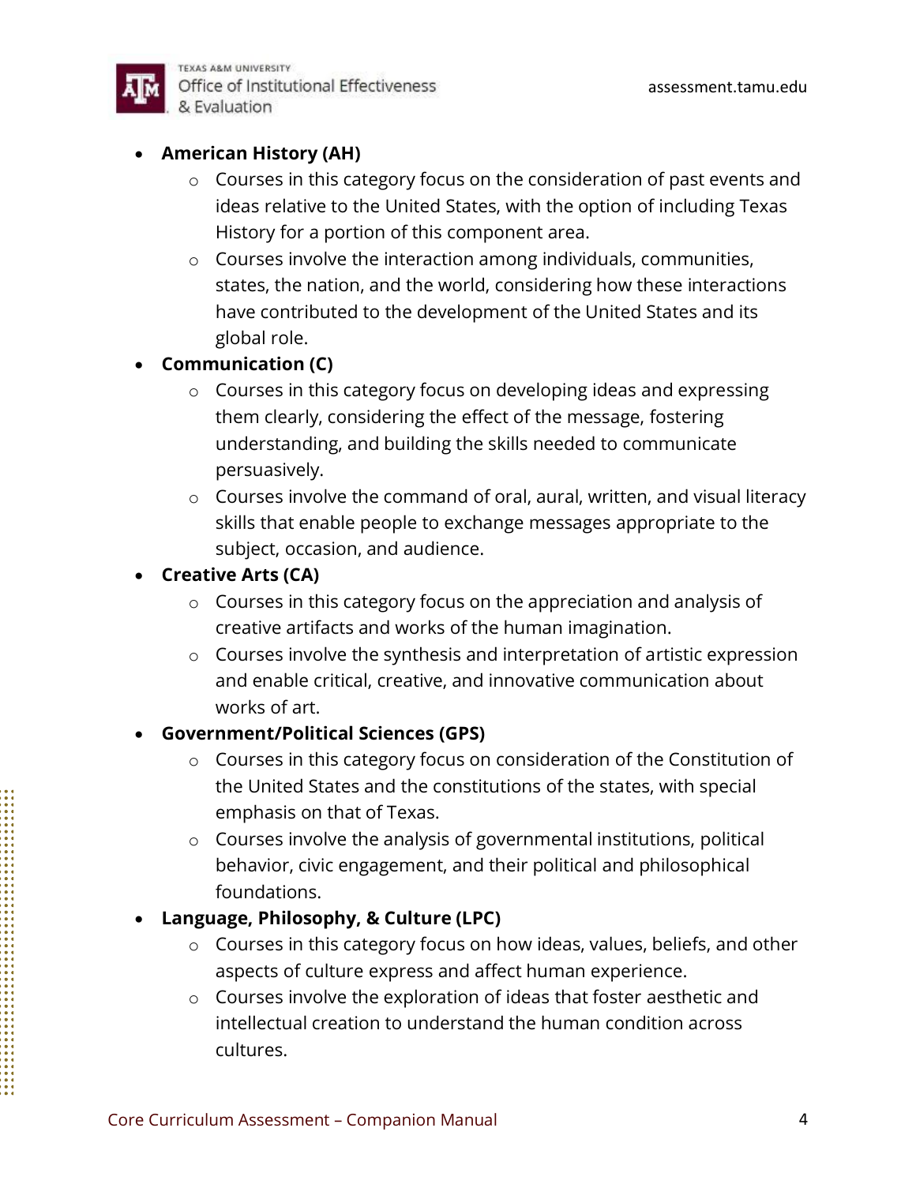- **American History (AH)**
  - Courses in this category focus on the consideration of past events and ideas relative to the United States, with the option of including Texas History for a portion of this component area.
  - Courses involve the interaction among individuals, communities, states, the nation, and the world, considering how these interactions have contributed to the development of the United States and its global role.
- **Communication (C)**
  - Courses in this category focus on developing ideas and expressing them clearly, considering the effect of the message, fostering understanding, and building the skills needed to communicate persuasively.
  - Courses involve the command of oral, aural, written, and visual literacy skills that enable people to exchange messages appropriate to the subject, occasion, and audience.
- **Creative Arts (CA)**
  - Courses in this category focus on the appreciation and analysis of creative artifacts and works of the human imagination.
  - Courses involve the synthesis and interpretation of artistic expression and enable critical, creative, and innovative communication about works of art.
- **Government/Political Sciences (GPS)**
  - Courses in this category focus on consideration of the Constitution of the United States and the constitutions of the states, with special emphasis on that of Texas.
  - Courses involve the analysis of governmental institutions, political behavior, civic engagement, and their political and philosophical foundations.
- **Language, Philosophy, & Culture (LPC)**
  - Courses in this category focus on how ideas, values, beliefs, and other aspects of culture express and affect human experience.
  - Courses involve the exploration of ideas that foster aesthetic and intellectual creation to understand the human condition across cultures.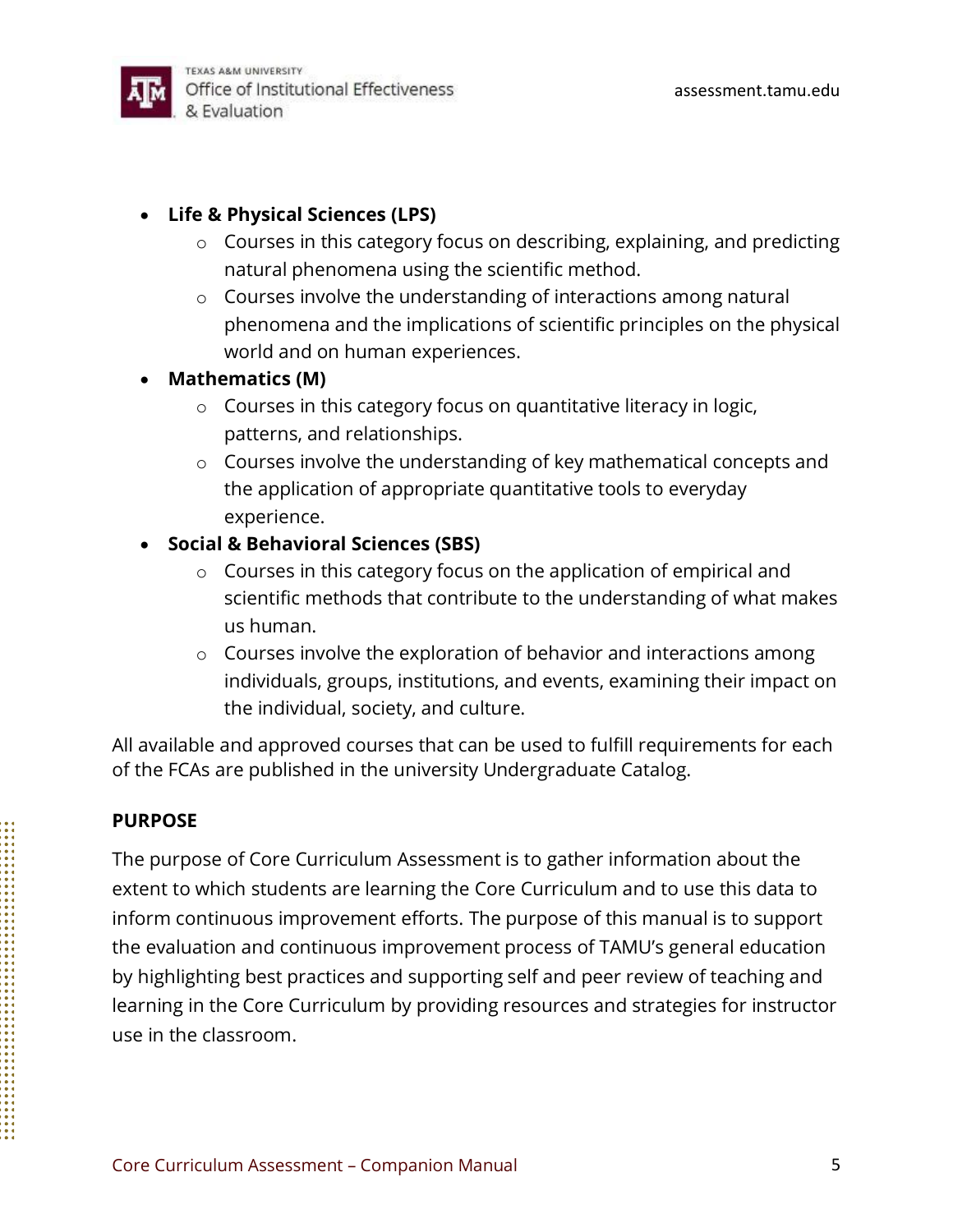- **Life & Physical Sciences (LPS)**
  - Courses in this category focus on describing, explaining, and predicting natural phenomena using the scientific method.
  - Courses involve the understanding of interactions among natural phenomena and the implications of scientific principles on the physical world and on human experiences.
- **Mathematics (M)**
  - Courses in this category focus on quantitative literacy in logic, patterns, and relationships.
  - Courses involve the understanding of key mathematical concepts and the application of appropriate quantitative tools to everyday experience.
- **Social & Behavioral Sciences (SBS)**
  - Courses in this category focus on the application of empirical and scientific methods that contribute to the understanding of what makes us human.
  - Courses involve the exploration of behavior and interactions among individuals, groups, institutions, and events, examining their impact on the individual, society, and culture.

All available and approved courses that can be used to fulfill requirements for each of the FCAs are published in the university Undergraduate Catalog.

## PURPOSE

The purpose of Core Curriculum Assessment is to gather information about the extent to which students are learning the Core Curriculum and to use this data to inform continuous improvement efforts. The purpose of this manual is to support the evaluation and continuous improvement process of TAMU's general education by highlighting best practices and supporting self and peer review of teaching and learning in the Core Curriculum by providing resources and strategies for instructor use in the classroom.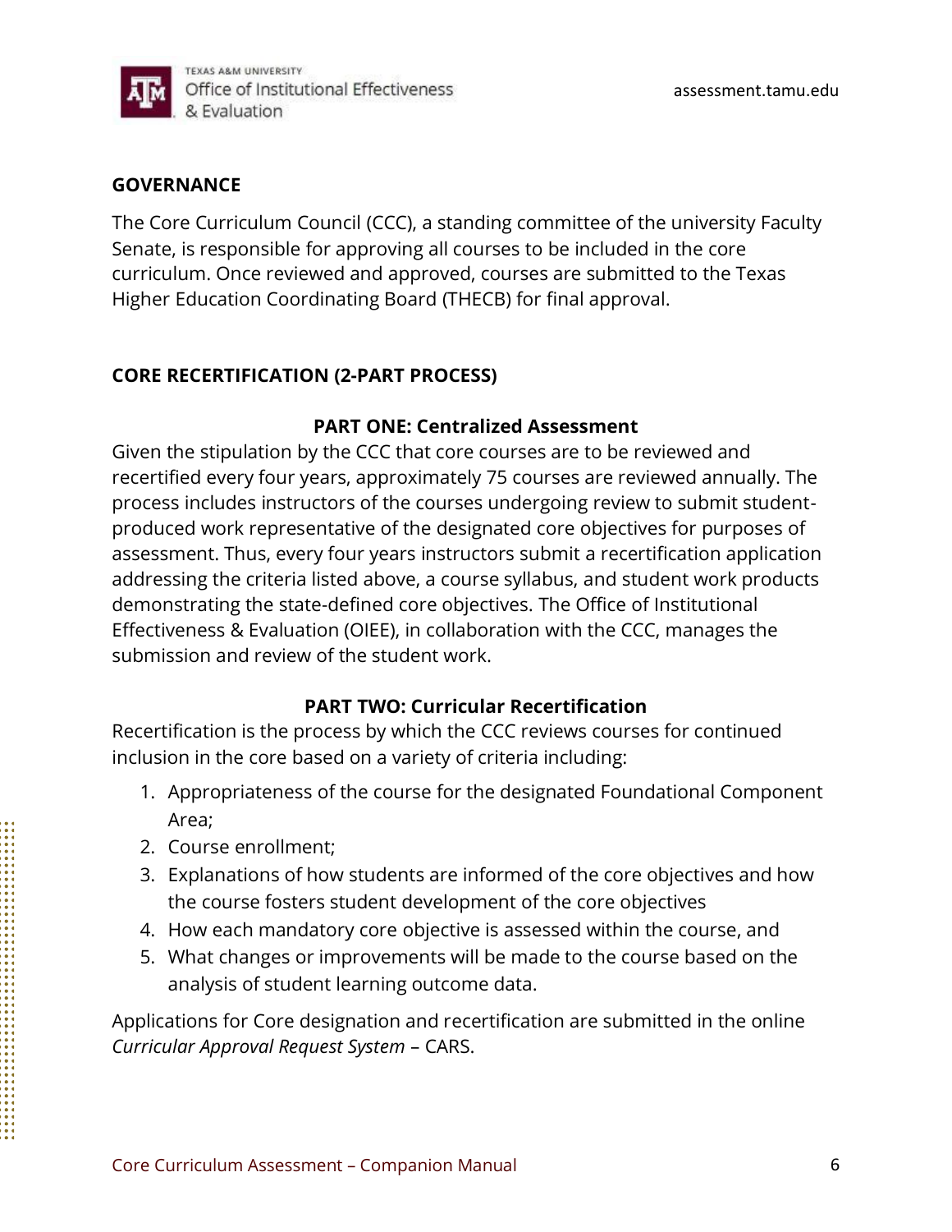## GOVERNANCE

The Core Curriculum Council (CCC), a standing committee of the university Faculty Senate, is responsible for approving all courses to be included in the core curriculum. Once reviewed and approved, courses are submitted to the Texas Higher Education Coordinating Board (THECB) for final approval.

## CORE RECERTIFICATION (2-PART PROCESS)

### PART ONE: Centralized Assessment

Given the stipulation by the CCC that core courses are to be reviewed and recertified every four years, approximately 75 courses are reviewed annually. The process includes instructors of the courses undergoing review to submit student-produced work representative of the designated core objectives for purposes of assessment. Thus, every four years instructors submit a recertification application addressing the criteria listed above, a course syllabus, and student work products demonstrating the state-defined core objectives. The Office of Institutional Effectiveness & Evaluation (OIEE), in collaboration with the CCC, manages the submission and review of the student work.

### PART TWO: Curricular Recertification

Recertification is the process by which the CCC reviews courses for continued inclusion in the core based on a variety of criteria including:

1. Appropriateness of the course for the designated Foundational Component Area;
2. Course enrollment;
3. Explanations of how students are informed of the core objectives and how the course fosters student development of the core objectives
4. How each mandatory core objective is assessed within the course, and
5. What changes or improvements will be made to the course based on the analysis of student learning outcome data.

Applications for Core designation and recertification are submitted in the online *Curricular Approval Request System* – CARS.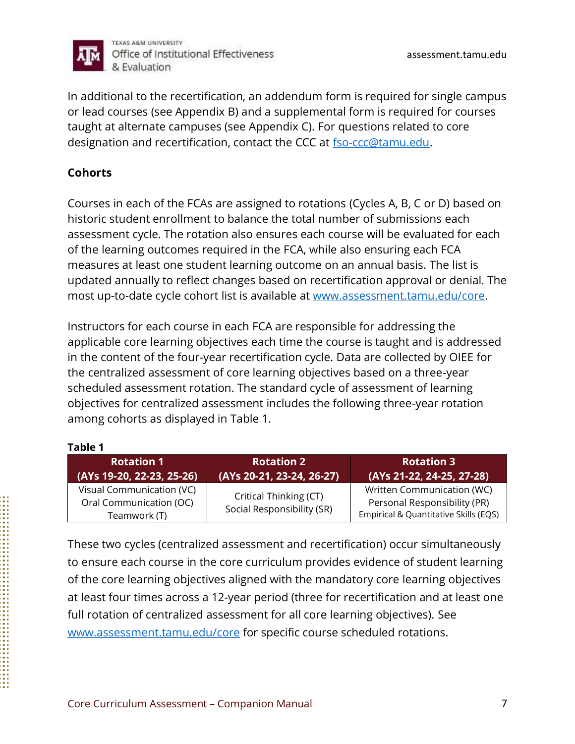In additional to the recertification, an addendum form is required for single campus or lead courses (see Appendix B) and a supplemental form is required for courses taught at alternate campuses (see Appendix C). For questions related to core designation and recertification, contact the CCC at [fso-ccc@tamu.edu](mailto:fso-ccc@tamu.edu).

## Cohorts

Courses in each of the FCAs are assigned to rotations (Cycles A, B, C or D) based on historic student enrollment to balance the total number of submissions each assessment cycle. The rotation also ensures each course will be evaluated for each of the learning outcomes required in the FCA, while also ensuring each FCA measures at least one student learning outcome on an annual basis. The list is updated annually to reflect changes based on recertification approval or denial. The most up-to-date cycle cohort list is available at [www.assessment.tamu.edu/core](http://www.assessment.tamu.edu/core).

Instructors for each course in each FCA are responsible for addressing the applicable core learning objectives each time the course is taught and is addressed in the content of the four-year recertification cycle. Data are collected by OIEE for the centralized assessment of core learning objectives based on a three-year scheduled assessment rotation. The standard cycle of assessment of learning objectives for centralized assessment includes the following three-year rotation among cohorts as displayed in Table 1.

**Table 1**

| Rotation 1 (AYs 19-20, 22-23, 25-26) | Rotation 2 (AYs 20-21, 23-24, 26-27) | Rotation 3 (AYs 21-22, 24-25, 27-28) |
|---|---|---|
| Visual Communication (VC)<br>Oral Communication (OC)<br>Teamwork (T) | Critical Thinking (CT)<br>Social Responsibility (SR) | Written Communication (WC)<br>Personal Responsibility (PR)<br>Empirical & Quantitative Skills (EQS) |

These two cycles (centralized assessment and recertification) occur simultaneously to ensure each course in the core curriculum provides evidence of student learning of the core learning objectives aligned with the mandatory core learning objectives at least four times across a 12-year period (three for recertification and at least one full rotation of centralized assessment for all core learning objectives). See [www.assessment.tamu.edu/core](http://www.assessment.tamu.edu/core) for specific course scheduled rotations.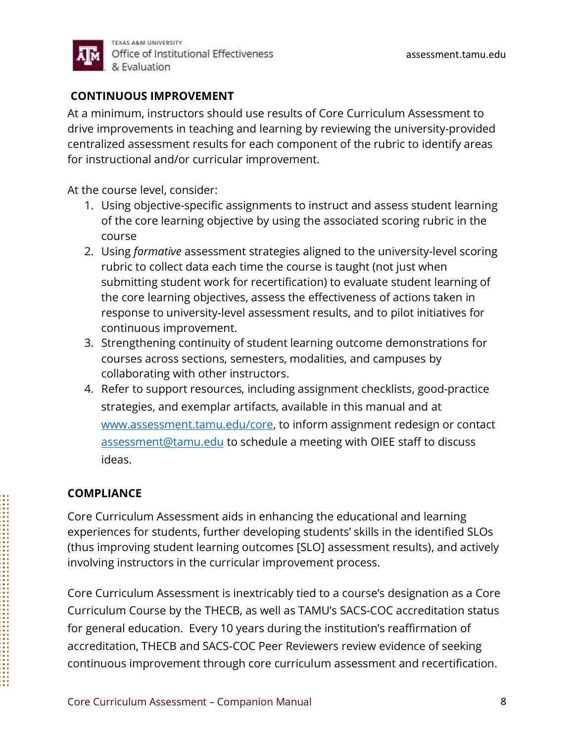## CONTINUOUS IMPROVEMENT

At a minimum, instructors should use results of Core Curriculum Assessment to drive improvements in teaching and learning by reviewing the university-provided centralized assessment results for each component of the rubric to identify areas for instructional and/or curricular improvement.

At the course level, consider:

1. Using objective-specific assignments to instruct and assess student learning of the core learning objective by using the associated scoring rubric in the course
2. Using *formative* assessment strategies aligned to the university-level scoring rubric to collect data each time the course is taught (not just when submitting student work for recertification) to evaluate student learning of the core learning objectives, assess the effectiveness of actions taken in response to university-level assessment results, and to pilot initiatives for continuous improvement.
3. Strengthening continuity of student learning outcome demonstrations for courses across sections, semesters, modalities, and campuses by collaborating with other instructors.
4. Refer to support resources, including assignment checklists, good-practice strategies, and exemplar artifacts, available in this manual and at [www.assessment.tamu.edu/core](www.assessment.tamu.edu/core), to inform assignment redesign or contact [assessment@tamu.edu](mailto:assessment@tamu.edu) to schedule a meeting with OIEE staff to discuss ideas.

## COMPLIANCE

Core Curriculum Assessment aids in enhancing the educational and learning experiences for students, further developing students' skills in the identified SLOs (thus improving student learning outcomes [SLO] assessment results), and actively involving instructors in the curricular improvement process.

Core Curriculum Assessment is inextricably tied to a course's designation as a Core Curriculum Course by the THECB, as well as TAMU's SACS-COC accreditation status for general education. Every 10 years during the institution's reaffirmation of accreditation, THECB and SACS-COC Peer Reviewers review evidence of seeking continuous improvement through core curriculum assessment and recertification.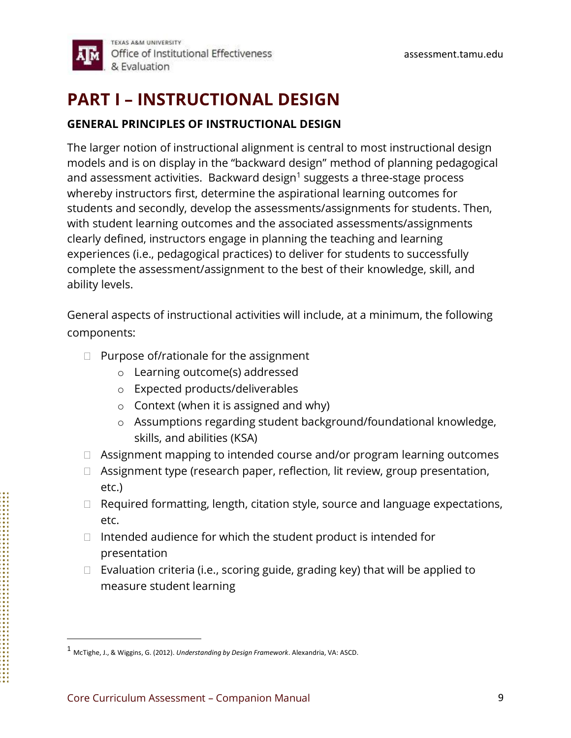# PART I – INSTRUCTIONAL DESIGN

## GENERAL PRINCIPLES OF INSTRUCTIONAL DESIGN

The larger notion of instructional alignment is central to most instructional design models and is on display in the "backward design" method of planning pedagogical and assessment activities. Backward design[1] suggests a three-stage process whereby instructors first, determine the aspirational learning outcomes for students and secondly, develop the assessments/assignments for students. Then, with student learning outcomes and the associated assessments/assignments clearly defined, instructors engage in planning the teaching and learning experiences (i.e., pedagogical practices) to deliver for students to successfully complete the assessment/assignment to the best of their knowledge, skill, and ability levels.

General aspects of instructional activities will include, at a minimum, the following components:

- Purpose of/rationale for the assignment
  - Learning outcome(s) addressed
  - Expected products/deliverables
  - Context (when it is assigned and why)
  - Assumptions regarding student background/foundational knowledge, skills, and abilities (KSA)
- Assignment mapping to intended course and/or program learning outcomes
- Assignment type (research paper, reflection, lit review, group presentation, etc.)
- Required formatting, length, citation style, source and language expectations, etc.
- Intended audience for which the student product is intended for presentation
- Evaluation criteria (i.e., scoring guide, grading key) that will be applied to measure student learning

---

[1] McTighe, J., & Wiggins, G. (2012). *Understanding by Design Framework*. Alexandria, VA: ASCD.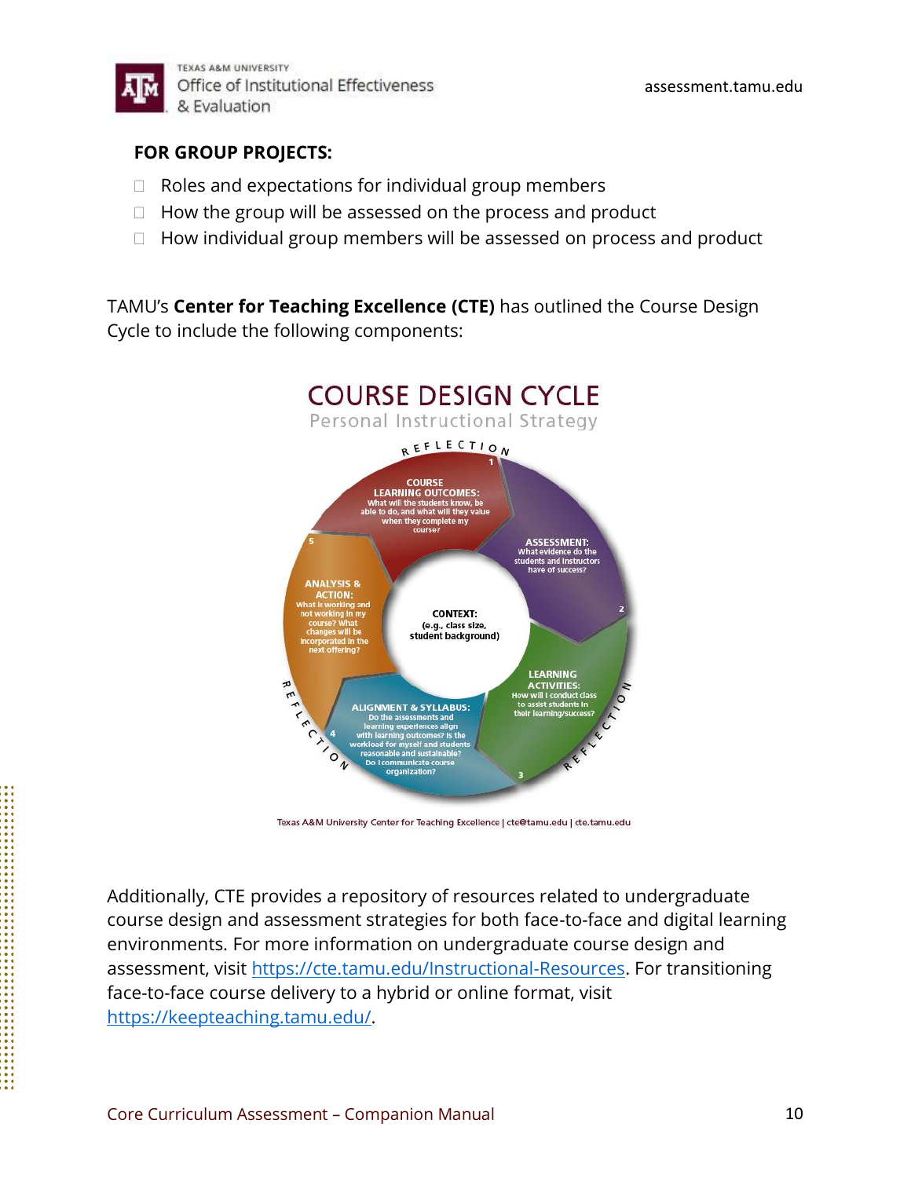**FOR GROUP PROJECTS:**

- Roles and expectations for individual group members
- How the group will be assessed on the process and product
- How individual group members will be assessed on process and product

TAMU's **Center for Teaching Excellence (CTE)** has outlined the Course Design Cycle to include the following components:

COURSE DESIGN CYCLE

Personal Instructional Strategy

REFLECTION

1. **COURSE LEARNING OUTCOMES:** What will the students know, be able to do, and what will they value when they complete my course?
2. **ASSESSMENT:** What evidence do the students and instructors have of success?
3. **LEARNING ACTIVITIES:** How will I conduct class to assist students in their learning/success?
4. **ALIGNMENT & SYLLABUS:** Do the assessments and learning experiences align with learning outcomes? Is the workload for myself and students reasonable and sustainable? Do I communicate course organization?
5. **ANALYSIS & ACTION:** What is working and not working in my course? What changes will be incorporated in the next offering?

**CONTEXT:** (e.g., class size, student background)

Texas A&M University Center for Teaching Excellence | cte@tamu.edu | cte.tamu.edu

Additionally, CTE provides a repository of resources related to undergraduate course design and assessment strategies for both face-to-face and digital learning environments. For more information on undergraduate course design and assessment, visit https://cte.tamu.edu/Instructional-Resources. For transitioning face-to-face course delivery to a hybrid or online format, visit https://keepteaching.tamu.edu/.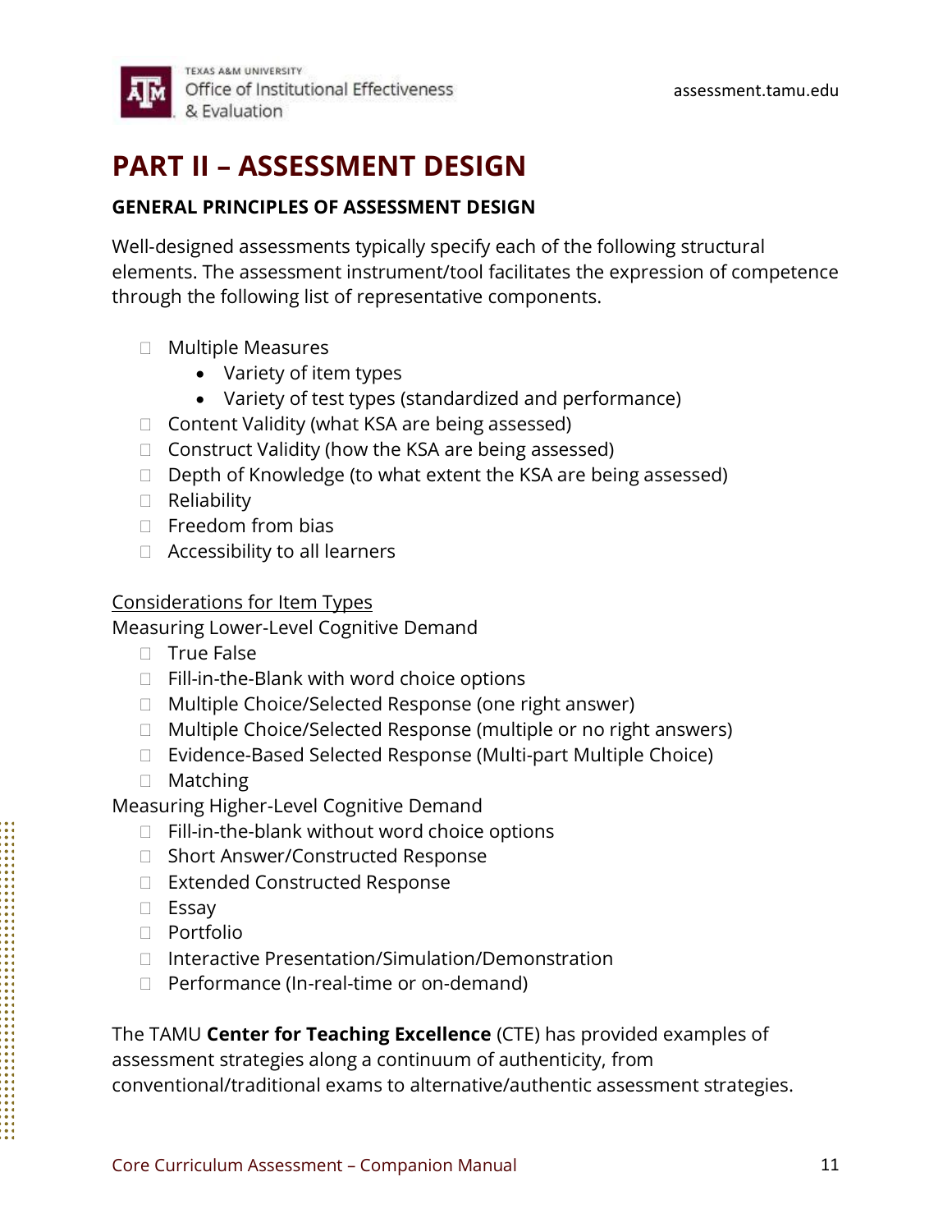# PART II – ASSESSMENT DESIGN

## GENERAL PRINCIPLES OF ASSESSMENT DESIGN

Well-designed assessments typically specify each of the following structural elements. The assessment instrument/tool facilitates the expression of competence through the following list of representative components.

- Multiple Measures
  - Variety of item types
  - Variety of test types (standardized and performance)
- Content Validity (what KSA are being assessed)
- Construct Validity (how the KSA are being assessed)
- Depth of Knowledge (to what extent the KSA are being assessed)
- Reliability
- Freedom from bias
- Accessibility to all learners

<u>Considerations for Item Types</u>

Measuring Lower-Level Cognitive Demand

- True False
- Fill-in-the-Blank with word choice options
- Multiple Choice/Selected Response (one right answer)
- Multiple Choice/Selected Response (multiple or no right answers)
- Evidence-Based Selected Response (Multi-part Multiple Choice)
- Matching

Measuring Higher-Level Cognitive Demand

- Fill-in-the-blank without word choice options
- Short Answer/Constructed Response
- Extended Constructed Response
- Essay
- Portfolio
- Interactive Presentation/Simulation/Demonstration
- Performance (In-real-time or on-demand)

The TAMU **Center for Teaching Excellence** (CTE) has provided examples of assessment strategies along a continuum of authenticity, from conventional/traditional exams to alternative/authentic assessment strategies.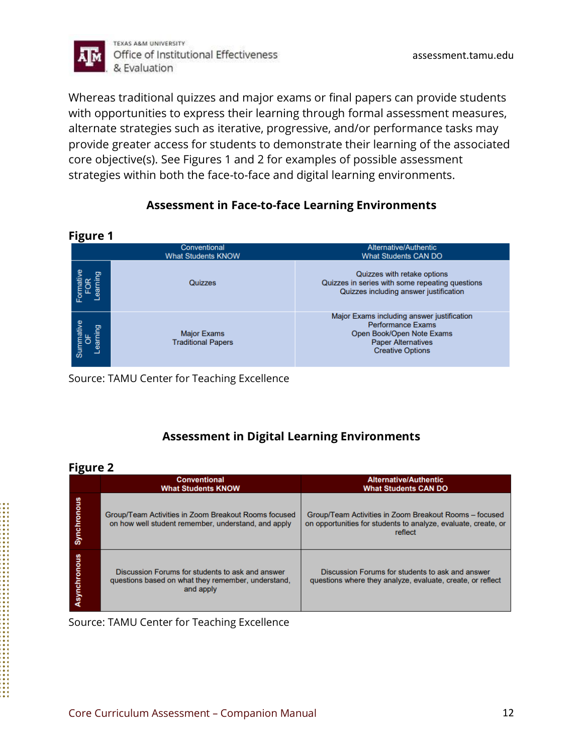Whereas traditional quizzes and major exams or final papers can provide students with opportunities to express their learning through formal assessment measures, alternate strategies such as iterative, progressive, and/or performance tasks may provide greater access for students to demonstrate their learning of the associated core objective(s). See Figures 1 and 2 for examples of possible assessment strategies within both the face-to-face and digital learning environments.

## Assessment in Face-to-face Learning Environments

**Figure 1**

| | Conventional<br>What Students KNOW | Alternative/Authentic<br>What Students CAN DO |
|---|---|---|
| Formative FOR Learning | Quizzes | Quizzes with retake options<br>Quizzes in series with some repeating questions<br>Quizzes including answer justification |
| Summative OF Learning | Major Exams<br>Traditional Papers | Major Exams including answer justification<br>Performance Exams<br>Open Book/Open Note Exams<br>Paper Alternatives<br>Creative Options |

Source: TAMU Center for Teaching Excellence

## Assessment in Digital Learning Environments

**Figure 2**

| | Conventional<br>What Students KNOW | Alternative/Authentic<br>What Students CAN DO |
|---|---|---|
| Synchronous | Group/Team Activities in Zoom Breakout Rooms focused on how well student remember, understand, and apply | Group/Team Activities in Zoom Breakout Rooms – focused on opportunities for students to analyze, evaluate, create, or reflect |
| Asynchronous | Discussion Forums for students to ask and answer questions based on what they remember, understand, and apply | Discussion Forums for students to ask and answer questions where they analyze, evaluate, create, or reflect |

Source: TAMU Center for Teaching Excellence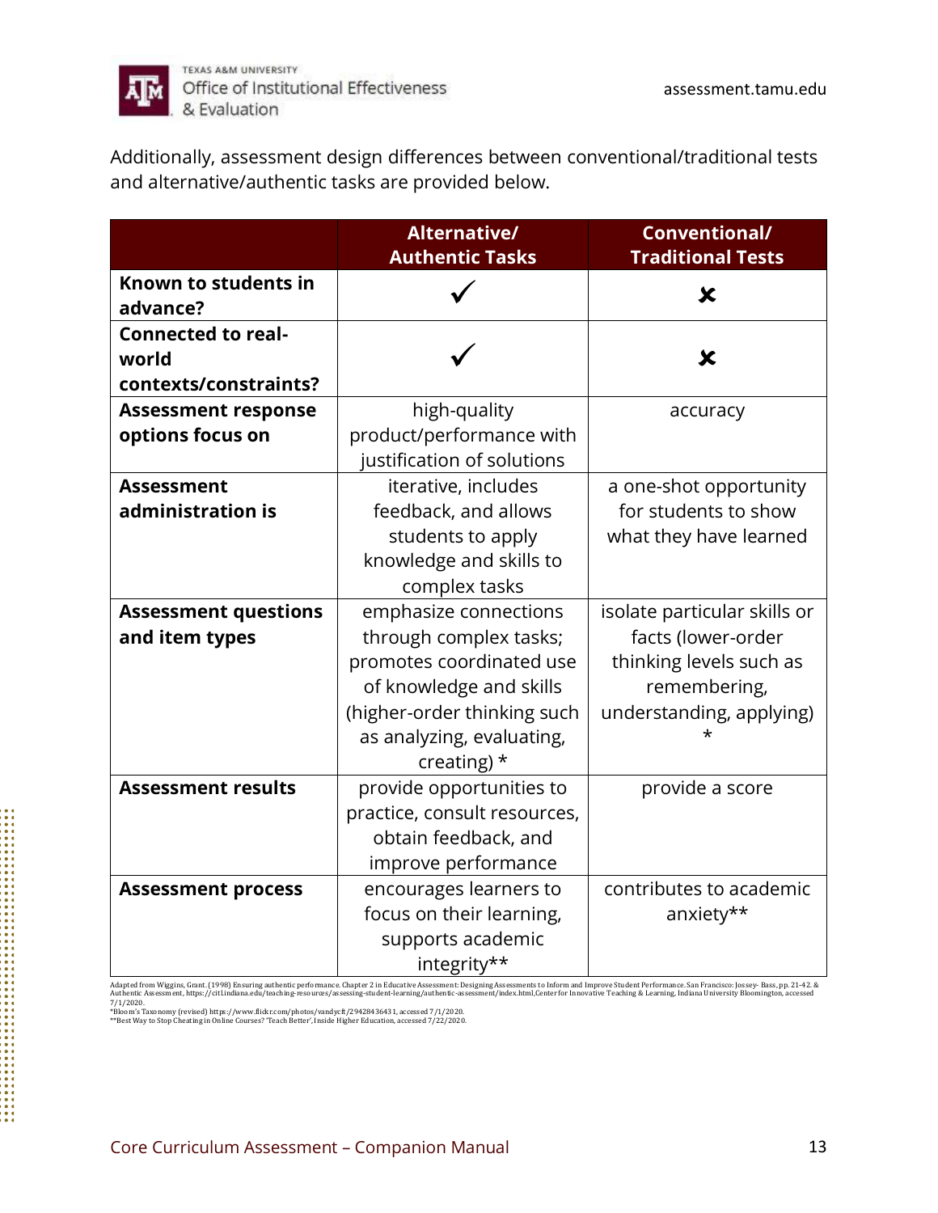Additionally, assessment design differences between conventional/traditional tests and alternative/authentic tasks are provided below.

| | Alternative/ Authentic Tasks | Conventional/ Traditional Tests |
|---|---|---|
| **Known to students in advance?** | ✓ | ✗ |
| **Connected to real-world contexts/constraints?** | ✓ | ✗ |
| **Assessment response options focus on** | high-quality product/performance with justification of solutions | accuracy |
| **Assessment administration is** | iterative, includes feedback, and allows students to apply knowledge and skills to complex tasks | a one-shot opportunity for students to show what they have learned |
| **Assessment questions and item types** | emphasize connections through complex tasks; promotes coordinated use of knowledge and skills (higher-order thinking such as analyzing, evaluating, creating) * | isolate particular skills or facts (lower-order thinking levels such as remembering, understanding, applying) * |
| **Assessment results** | provide opportunities to practice, consult resources, obtain feedback, and improve performance | provide a score |
| **Assessment process** | encourages learners to focus on their learning, supports academic integrity** | contributes to academic anxiety** |

Adapted from Wiggins, Grant. (1998) Ensuring authentic performance. Chapter 2 in Educative Assessment: Designing Assessments to Inform and Improve Student Performance. San Francisco: Jossey- Bass, pp. 21-42. & Authentic Assessment, https://citl.indiana.edu/teaching-resources/assessing-student-learning/authentic-assessment/index.html,Center for Innovative Teaching & Learning, Indiana University Bloomington, accessed 7/1/2020.
*Bloom's Taxonomy (revised) https://www.flickr.com/photos/vandycft/29428436431, accessed 7/1/2020.
**Best Way to Stop Cheating in Online Courses? 'Teach Better', Inside Higher Education, accessed 7/22/2020.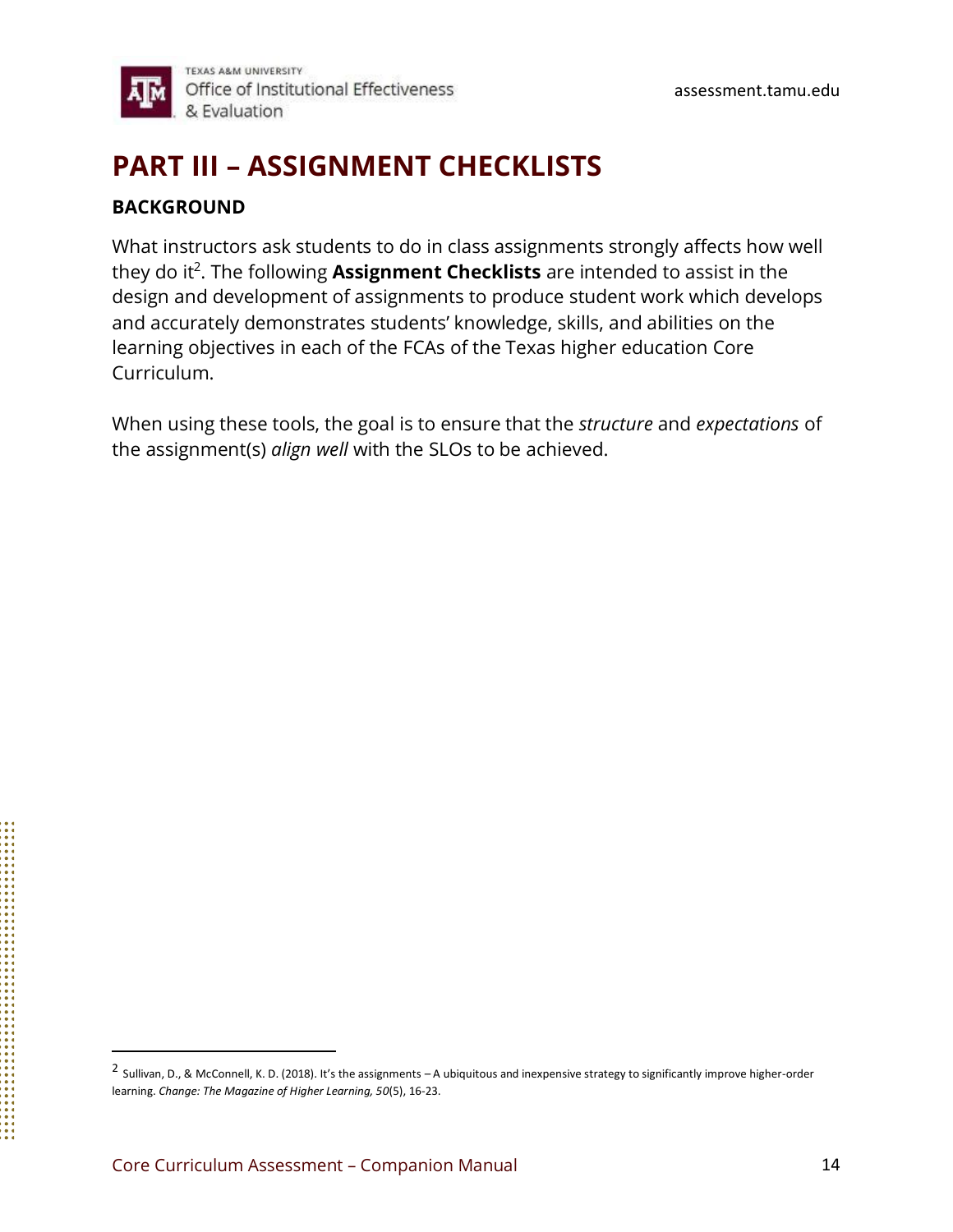# PART III – ASSIGNMENT CHECKLISTS

### BACKGROUND

What instructors ask students to do in class assignments strongly affects how well they do it[2]. The following **Assignment Checklists** are intended to assist in the design and development of assignments to produce student work which develops and accurately demonstrates students' knowledge, skills, and abilities on the learning objectives in each of the FCAs of the Texas higher education Core Curriculum.

When using these tools, the goal is to ensure that the *structure* and *expectations* of the assignment(s) *align well* with the SLOs to be achieved.

---

[2] Sullivan, D., & McConnell, K. D. (2018). It's the assignments – A ubiquitous and inexpensive strategy to significantly improve higher-order learning. *Change: The Magazine of Higher Learning, 50*(5), 16-23.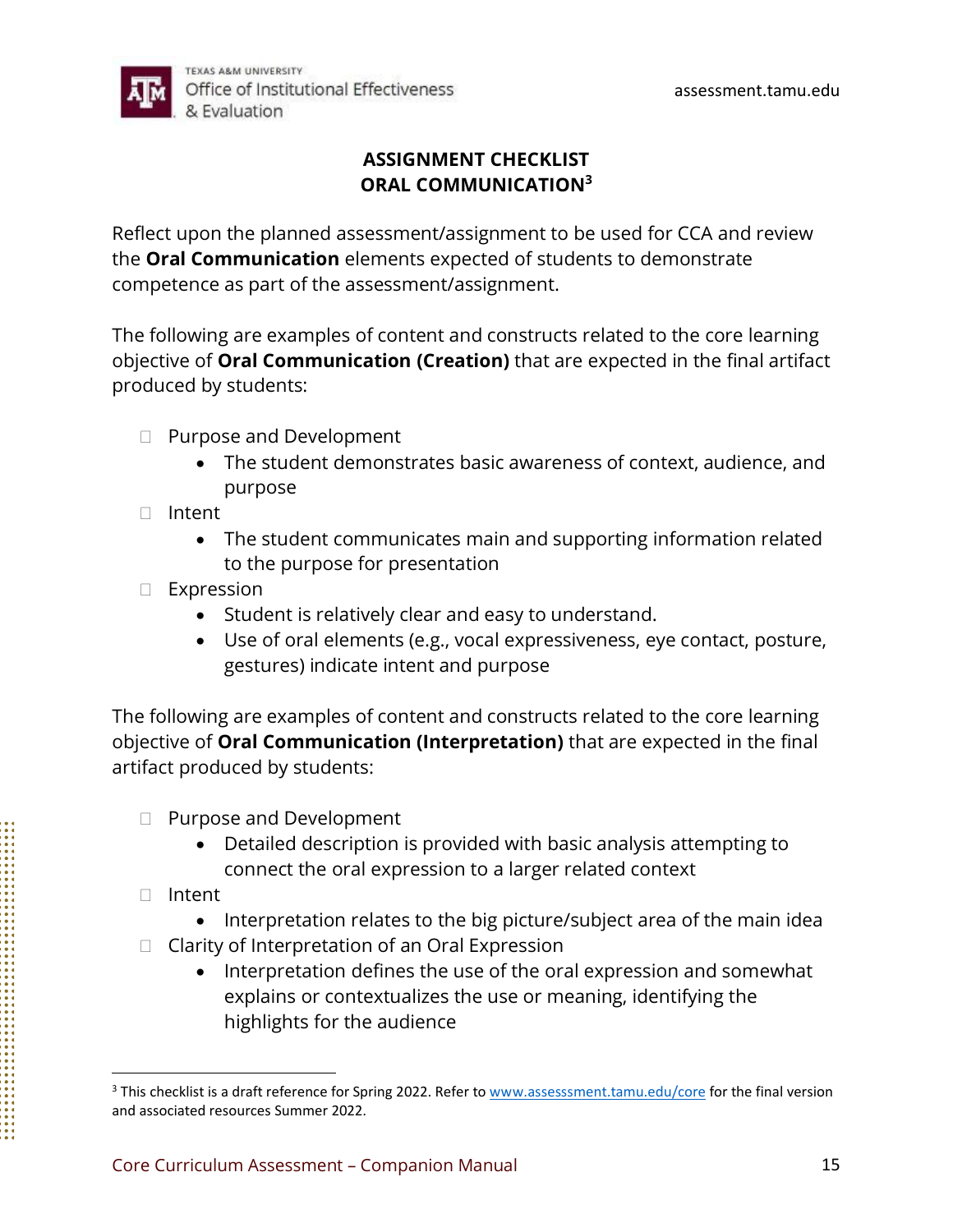## ASSIGNMENT CHECKLIST
## ORAL COMMUNICATION[3]

Reflect upon the planned assessment/assignment to be used for CCA and review the **Oral Communication** elements expected of students to demonstrate competence as part of the assessment/assignment.

The following are examples of content and constructs related to the core learning objective of **Oral Communication (Creation)** that are expected in the final artifact produced by students:

- ☐ Purpose and Development
  - The student demonstrates basic awareness of context, audience, and purpose
- ☐ Intent
  - The student communicates main and supporting information related to the purpose for presentation
- ☐ Expression
  - Student is relatively clear and easy to understand.
  - Use of oral elements (e.g., vocal expressiveness, eye contact, posture, gestures) indicate intent and purpose

The following are examples of content and constructs related to the core learning objective of **Oral Communication (Interpretation)** that are expected in the final artifact produced by students:

- ☐ Purpose and Development
  - Detailed description is provided with basic analysis attempting to connect the oral expression to a larger related context
- ☐ Intent
  - Interpretation relates to the big picture/subject area of the main idea
- ☐ Clarity of Interpretation of an Oral Expression
  - Interpretation defines the use of the oral expression and somewhat explains or contextualizes the use or meaning, identifying the highlights for the audience

---

[3] This checklist is a draft reference for Spring 2022. Refer to [www.assesssment.tamu.edu/core](www.assesssment.tamu.edu/core) for the final version and associated resources Summer 2022.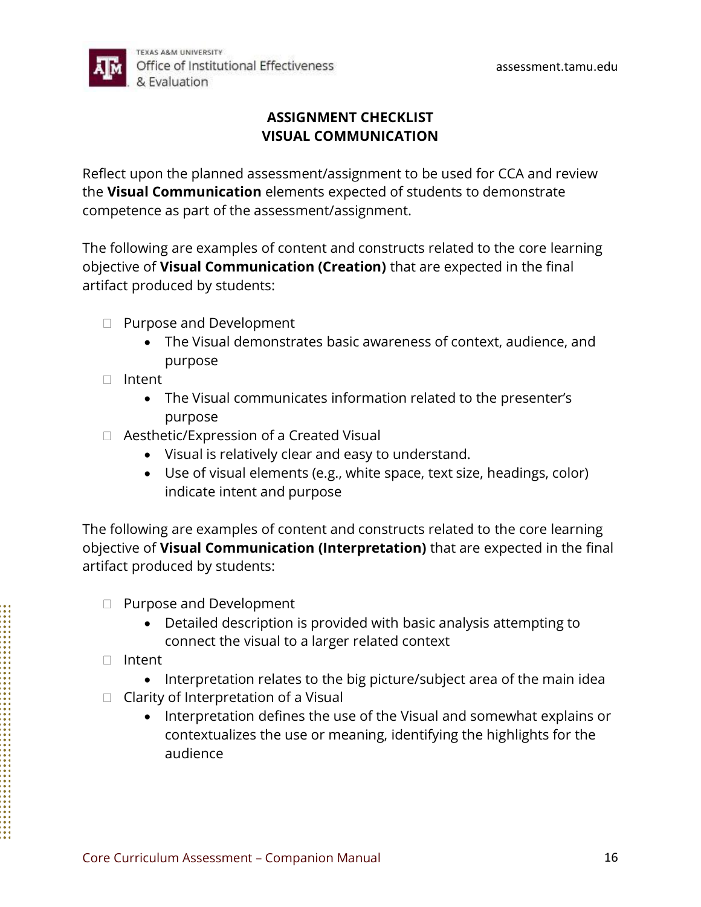## ASSIGNMENT CHECKLIST
## VISUAL COMMUNICATION

Reflect upon the planned assessment/assignment to be used for CCA and review the **Visual Communication** elements expected of students to demonstrate competence as part of the assessment/assignment.

The following are examples of content and constructs related to the core learning objective of **Visual Communication (Creation)** that are expected in the final artifact produced by students:

- [ ] Purpose and Development
  - The Visual demonstrates basic awareness of context, audience, and purpose
- [ ] Intent
  - The Visual communicates information related to the presenter's purpose
- [ ] Aesthetic/Expression of a Created Visual
  - Visual is relatively clear and easy to understand.
  - Use of visual elements (e.g., white space, text size, headings, color) indicate intent and purpose

The following are examples of content and constructs related to the core learning objective of **Visual Communication (Interpretation)** that are expected in the final artifact produced by students:

- [ ] Purpose and Development
  - Detailed description is provided with basic analysis attempting to connect the visual to a larger related context
- [ ] Intent
  - Interpretation relates to the big picture/subject area of the main idea
- [ ] Clarity of Interpretation of a Visual
  - Interpretation defines the use of the Visual and somewhat explains or contextualizes the use or meaning, identifying the highlights for the audience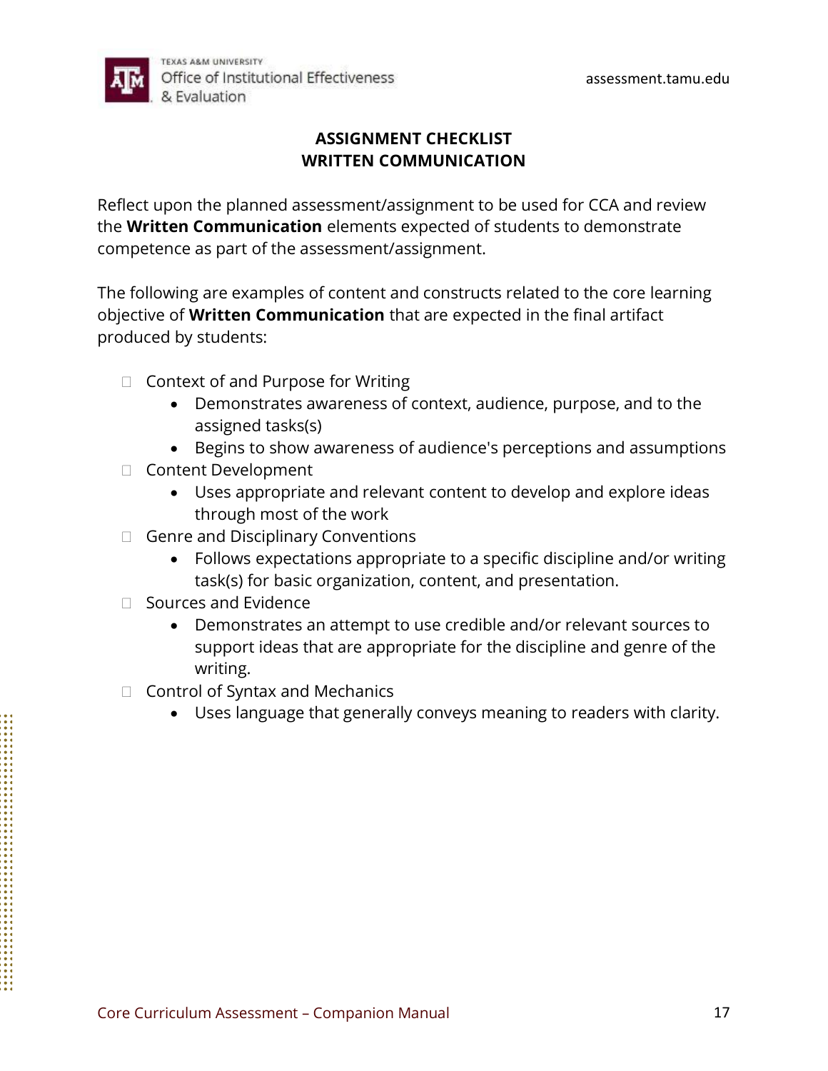# ASSIGNMENT CHECKLIST
# WRITTEN COMMUNICATION

Reflect upon the planned assessment/assignment to be used for CCA and review the **Written Communication** elements expected of students to demonstrate competence as part of the assessment/assignment.

The following are examples of content and constructs related to the core learning objective of **Written Communication** that are expected in the final artifact produced by students:

- [ ] Context of and Purpose for Writing
  - Demonstrates awareness of context, audience, purpose, and to the assigned tasks(s)
  - Begins to show awareness of audience's perceptions and assumptions
- [ ] Content Development
  - Uses appropriate and relevant content to develop and explore ideas through most of the work
- [ ] Genre and Disciplinary Conventions
  - Follows expectations appropriate to a specific discipline and/or writing task(s) for basic organization, content, and presentation.
- [ ] Sources and Evidence
  - Demonstrates an attempt to use credible and/or relevant sources to support ideas that are appropriate for the discipline and genre of the writing.
- [ ] Control of Syntax and Mechanics
  - Uses language that generally conveys meaning to readers with clarity.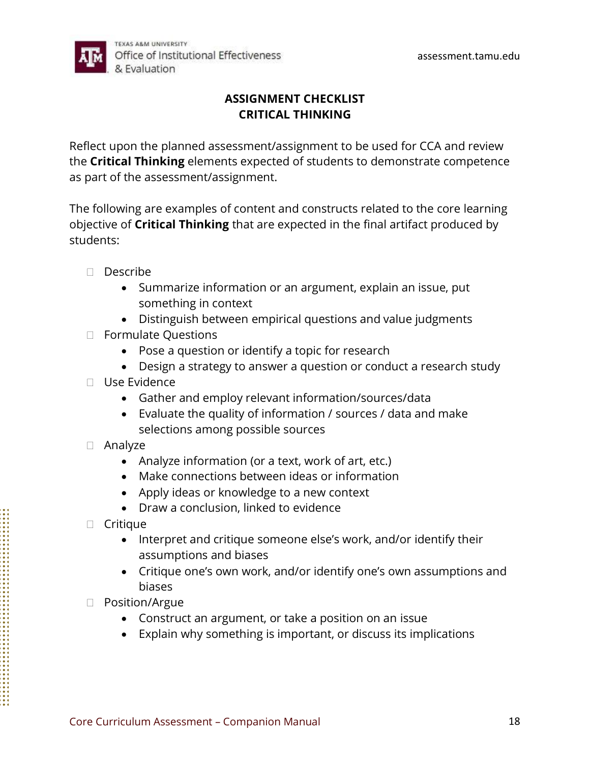## ASSIGNMENT CHECKLIST
## CRITICAL THINKING

Reflect upon the planned assessment/assignment to be used for CCA and review the **Critical Thinking** elements expected of students to demonstrate competence as part of the assessment/assignment.

The following are examples of content and constructs related to the core learning objective of **Critical Thinking** that are expected in the final artifact produced by students:

- [ ] Describe
  - Summarize information or an argument, explain an issue, put something in context
  - Distinguish between empirical questions and value judgments
- [ ] Formulate Questions
  - Pose a question or identify a topic for research
  - Design a strategy to answer a question or conduct a research study
- [ ] Use Evidence
  - Gather and employ relevant information/sources/data
  - Evaluate the quality of information / sources / data and make selections among possible sources
- [ ] Analyze
  - Analyze information (or a text, work of art, etc.)
  - Make connections between ideas or information
  - Apply ideas or knowledge to a new context
  - Draw a conclusion, linked to evidence
- [ ] Critique
  - Interpret and critique someone else's work, and/or identify their assumptions and biases
  - Critique one's own work, and/or identify one's own assumptions and biases
- [ ] Position/Argue
  - Construct an argument, or take a position on an issue
  - Explain why something is important, or discuss its implications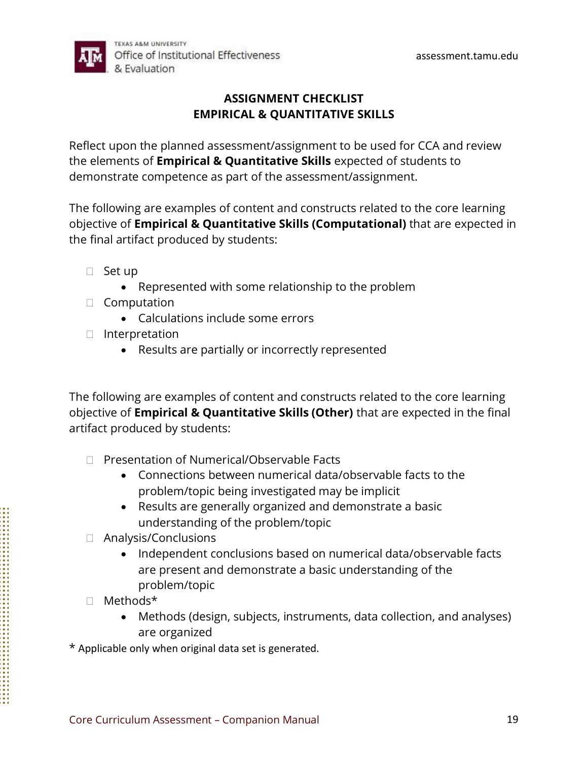# ASSIGNMENT CHECKLIST
# EMPIRICAL & QUANTITATIVE SKILLS

Reflect upon the planned assessment/assignment to be used for CCA and review the elements of **Empirical & Quantitative Skills** expected of students to demonstrate competence as part of the assessment/assignment.

The following are examples of content and constructs related to the core learning objective of **Empirical & Quantitative Skills (Computational)** that are expected in the final artifact produced by students:

- ☐ Set up
  - Represented with some relationship to the problem
- ☐ Computation
  - Calculations include some errors
- ☐ Interpretation
  - Results are partially or incorrectly represented

The following are examples of content and constructs related to the core learning objective of **Empirical & Quantitative Skills (Other)** that are expected in the final artifact produced by students:

- ☐ Presentation of Numerical/Observable Facts
  - Connections between numerical data/observable facts to the problem/topic being investigated may be implicit
  - Results are generally organized and demonstrate a basic understanding of the problem/topic
- ☐ Analysis/Conclusions
  - Independent conclusions based on numerical data/observable facts are present and demonstrate a basic understanding of the problem/topic
- ☐ Methods*
  - Methods (design, subjects, instruments, data collection, and analyses) are organized

* Applicable only when original data set is generated.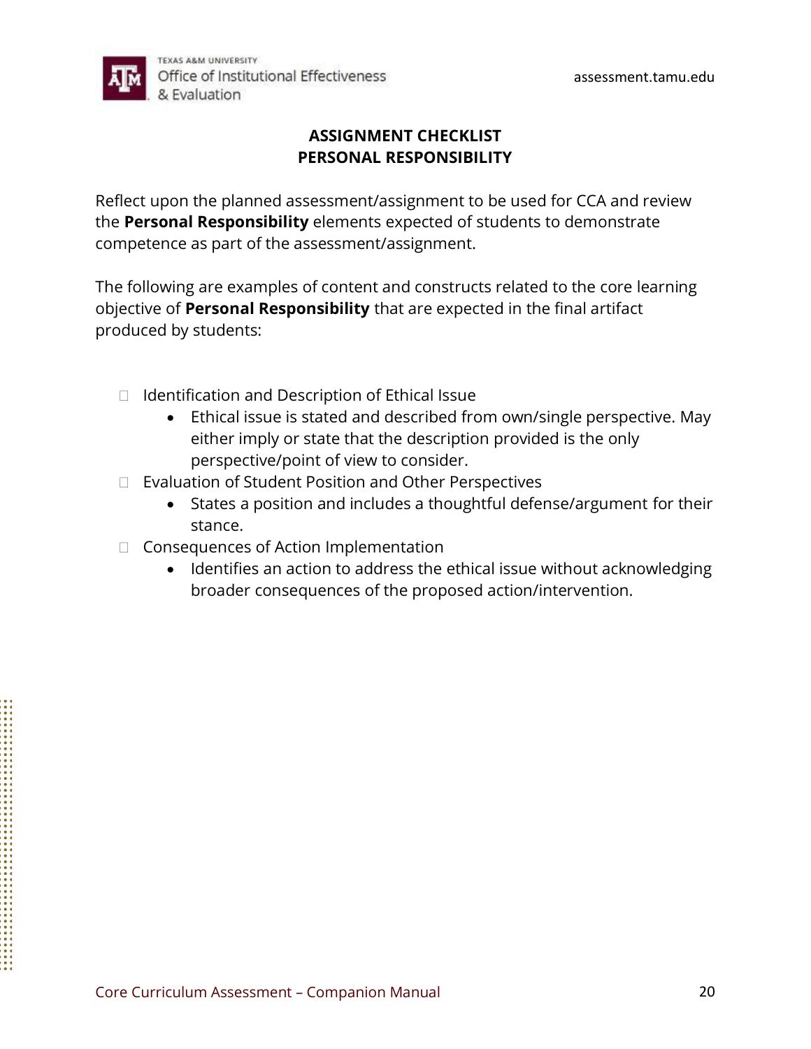# ASSIGNMENT CHECKLIST
# PERSONAL RESPONSIBILITY

Reflect upon the planned assessment/assignment to be used for CCA and review the **Personal Responsibility** elements expected of students to demonstrate competence as part of the assessment/assignment.

The following are examples of content and constructs related to the core learning objective of **Personal Responsibility** that are expected in the final artifact produced by students:

- [ ] Identification and Description of Ethical Issue
  - Ethical issue is stated and described from own/single perspective. May either imply or state that the description provided is the only perspective/point of view to consider.
- [ ] Evaluation of Student Position and Other Perspectives
  - States a position and includes a thoughtful defense/argument for their stance.
- [ ] Consequences of Action Implementation
  - Identifies an action to address the ethical issue without acknowledging broader consequences of the proposed action/intervention.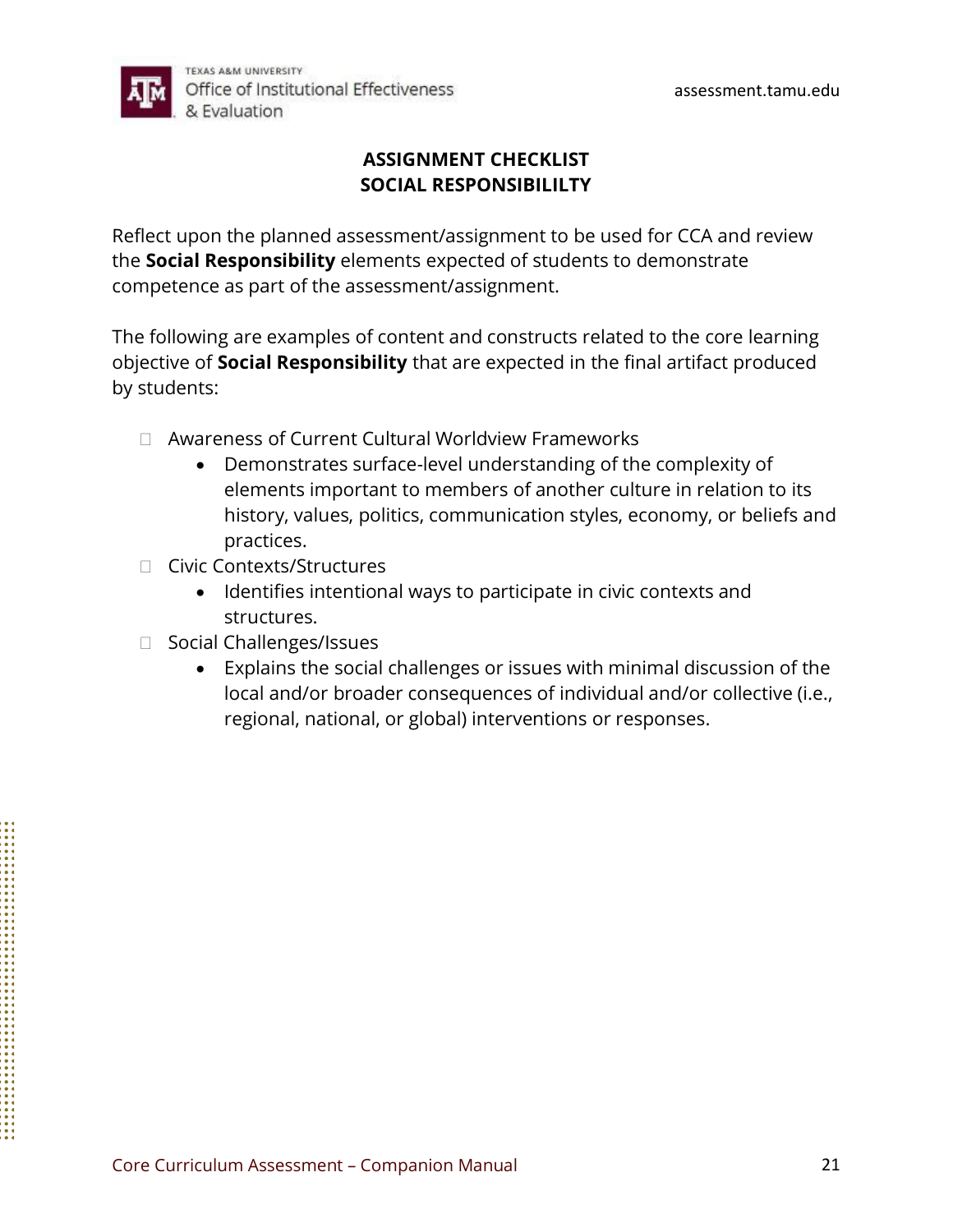**ASSIGNMENT CHECKLIST**
**SOCIAL RESPONSIBILILTY**

Reflect upon the planned assessment/assignment to be used for CCA and review the **Social Responsibility** elements expected of students to demonstrate competence as part of the assessment/assignment.

The following are examples of content and constructs related to the core learning objective of **Social Responsibility** that are expected in the final artifact produced by students:

- ☐ Awareness of Current Cultural Worldview Frameworks
    - Demonstrates surface-level understanding of the complexity of elements important to members of another culture in relation to its history, values, politics, communication styles, economy, or beliefs and practices.
- ☐ Civic Contexts/Structures
    - Identifies intentional ways to participate in civic contexts and structures.
- ☐ Social Challenges/Issues
    - Explains the social challenges or issues with minimal discussion of the local and/or broader consequences of individual and/or collective (i.e., regional, national, or global) interventions or responses.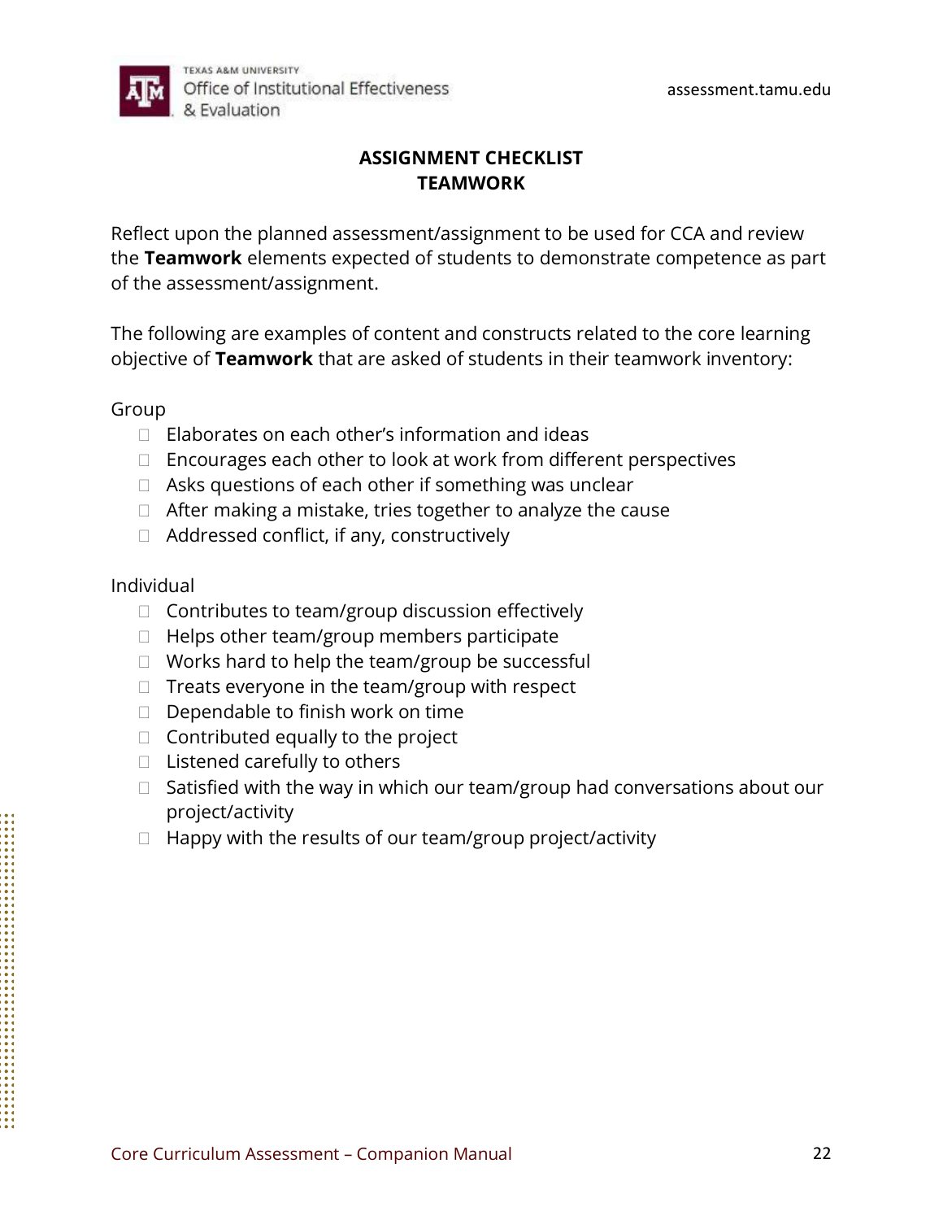**ASSIGNMENT CHECKLIST**
**TEAMWORK**

Reflect upon the planned assessment/assignment to be used for CCA and review the **Teamwork** elements expected of students to demonstrate competence as part of the assessment/assignment.

The following are examples of content and constructs related to the core learning objective of **Teamwork** that are asked of students in their teamwork inventory:

Group

- [ ] Elaborates on each other's information and ideas
- [ ] Encourages each other to look at work from different perspectives
- [ ] Asks questions of each other if something was unclear
- [ ] After making a mistake, tries together to analyze the cause
- [ ] Addressed conflict, if any, constructively

Individual

- [ ] Contributes to team/group discussion effectively
- [ ] Helps other team/group members participate
- [ ] Works hard to help the team/group be successful
- [ ] Treats everyone in the team/group with respect
- [ ] Dependable to finish work on time
- [ ] Contributed equally to the project
- [ ] Listened carefully to others
- [ ] Satisfied with the way in which our team/group had conversations about our project/activity
- [ ] Happy with the results of our team/group project/activity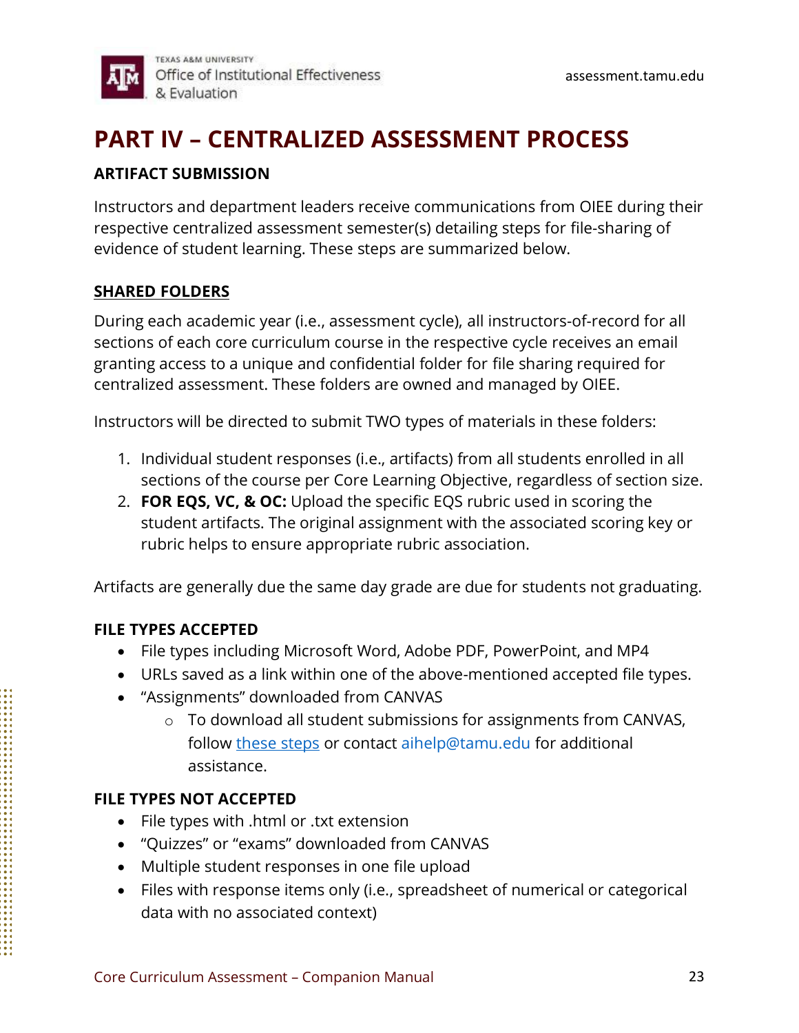# PART IV – CENTRALIZED ASSESSMENT PROCESS

## ARTIFACT SUBMISSION

Instructors and department leaders receive communications from OIEE during their respective centralized assessment semester(s) detailing steps for file-sharing of evidence of student learning. These steps are summarized below.

### SHARED FOLDERS

During each academic year (i.e., assessment cycle), all instructors-of-record for all sections of each core curriculum course in the respective cycle receives an email granting access to a unique and confidential folder for file sharing required for centralized assessment. These folders are owned and managed by OIEE.

Instructors will be directed to submit TWO types of materials in these folders:

1. Individual student responses (i.e., artifacts) from all students enrolled in all sections of the course per Core Learning Objective, regardless of section size.
2. **FOR EQS, VC, & OC:** Upload the specific EQS rubric used in scoring the student artifacts. The original assignment with the associated scoring key or rubric helps to ensure appropriate rubric association.

Artifacts are generally due the same day grade are due for students not graduating.

### FILE TYPES ACCEPTED

- File types including Microsoft Word, Adobe PDF, PowerPoint, and MP4
- URLs saved as a link within one of the above-mentioned accepted file types.
- "Assignments" downloaded from CANVAS
  - To download all student submissions for assignments from CANVAS, follow these steps or contact aihelp@tamu.edu for additional assistance.

### FILE TYPES NOT ACCEPTED

- File types with .html or .txt extension
- "Quizzes" or "exams" downloaded from CANVAS
- Multiple student responses in one file upload
- Files with response items only (i.e., spreadsheet of numerical or categorical data with no associated context)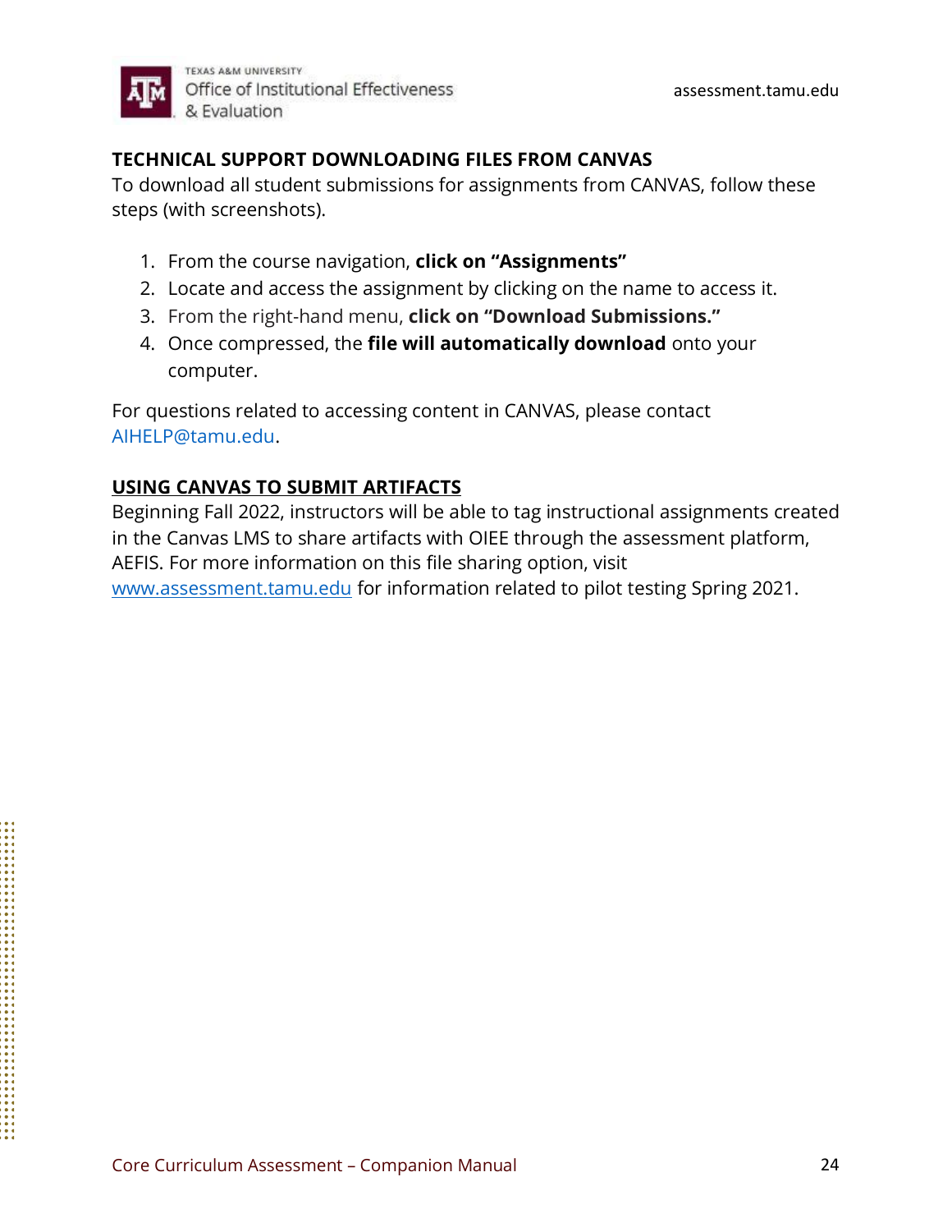## TECHNICAL SUPPORT DOWNLOADING FILES FROM CANVAS

To download all student submissions for assignments from CANVAS, follow these steps (with screenshots).

1. From the course navigation, **click on "Assignments"**
2. Locate and access the assignment by clicking on the name to access it.
3. From the right-hand menu, **click on "Download Submissions."**
4. Once compressed, the **file will automatically download** onto your computer.

For questions related to accessing content in CANVAS, please contact AIHELP@tamu.edu.

## USING CANVAS TO SUBMIT ARTIFACTS

Beginning Fall 2022, instructors will be able to tag instructional assignments created in the Canvas LMS to share artifacts with OIEE through the assessment platform, AEFIS. For more information on this file sharing option, visit www.assessment.tamu.edu for information related to pilot testing Spring 2021.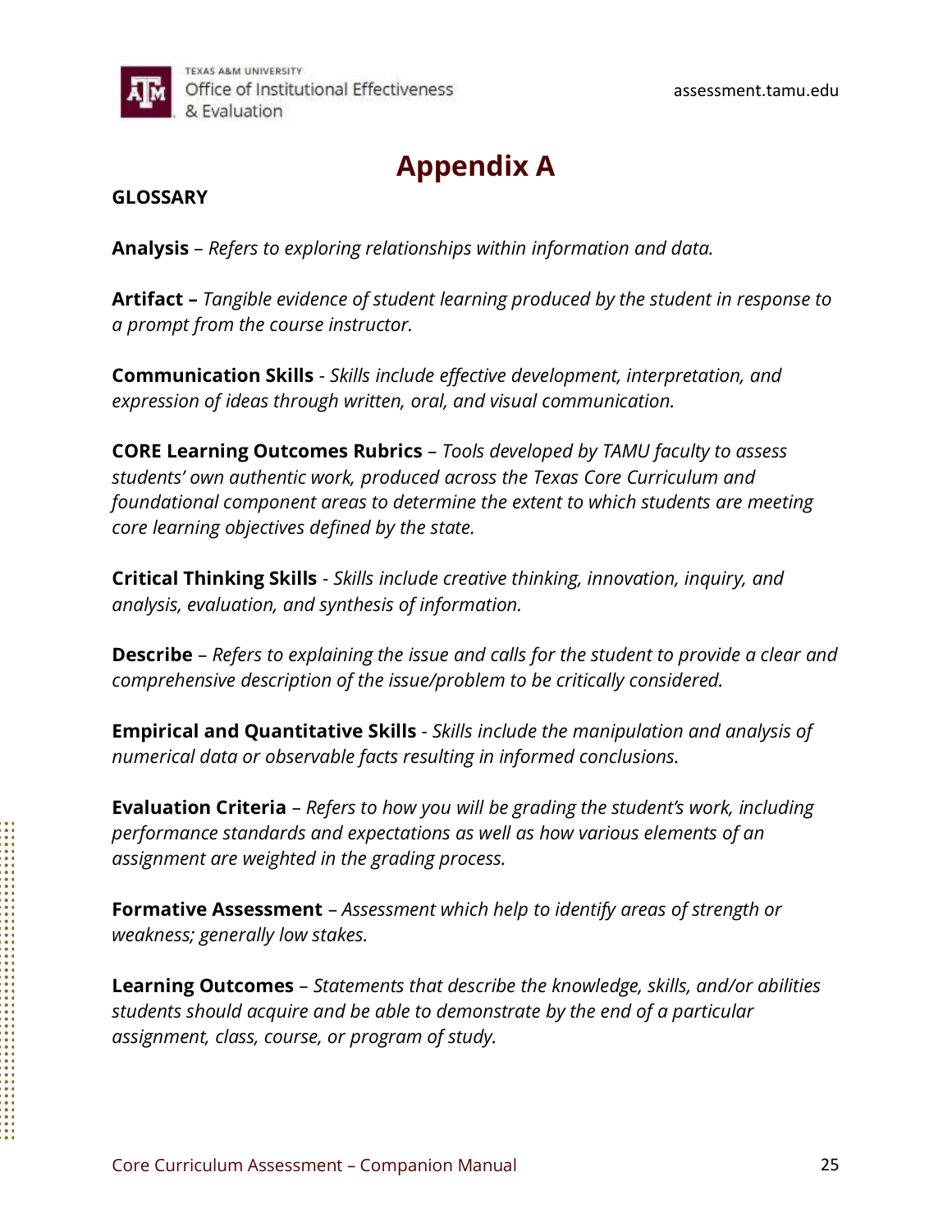# Appendix A

**GLOSSARY**

**Analysis** – *Refers to exploring relationships within information and data.*

**Artifact –** *Tangible evidence of student learning produced by the student in response to a prompt from the course instructor.*

**Communication Skills** - *Skills include effective development, interpretation, and expression of ideas through written, oral, and visual communication.*

**CORE Learning Outcomes Rubrics** – *Tools developed by TAMU faculty to assess students' own authentic work, produced across the Texas Core Curriculum and foundational component areas to determine the extent to which students are meeting core learning objectives defined by the state.*

**Critical Thinking Skills** - *Skills include creative thinking, innovation, inquiry, and analysis, evaluation, and synthesis of information.*

**Describe** – *Refers to explaining the issue and calls for the student to provide a clear and comprehensive description of the issue/problem to be critically considered.*

**Empirical and Quantitative Skills** - *Skills include the manipulation and analysis of numerical data or observable facts resulting in informed conclusions.*

**Evaluation Criteria** – *Refers to how you will be grading the student's work, including performance standards and expectations as well as how various elements of an assignment are weighted in the grading process.*

**Formative Assessment** – *Assessment which help to identify areas of strength or weakness; generally low stakes.*

**Learning Outcomes** – *Statements that describe the knowledge, skills, and/or abilities students should acquire and be able to demonstrate by the end of a particular assignment, class, course, or program of study.*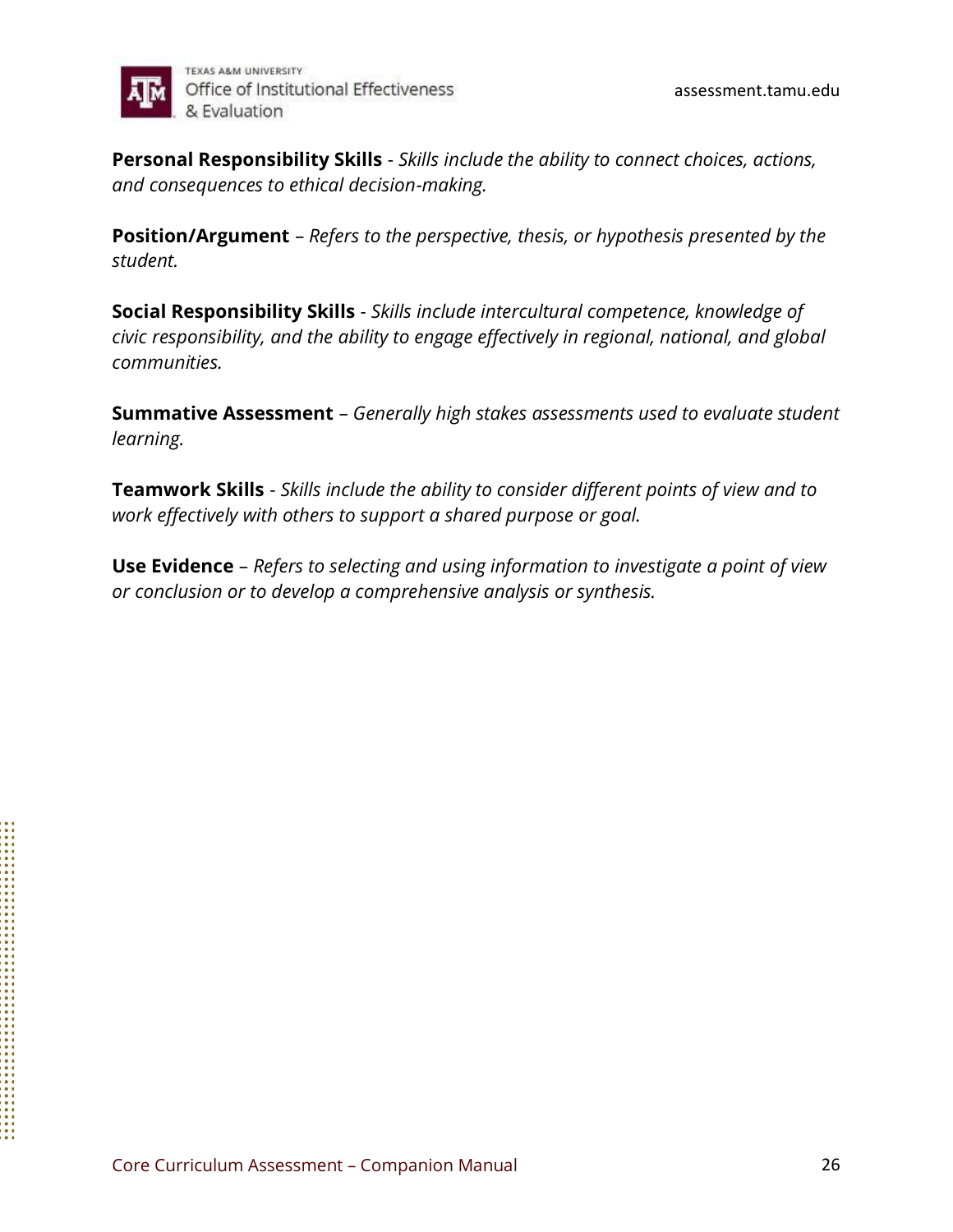**Personal Responsibility Skills** - *Skills include the ability to connect choices, actions, and consequences to ethical decision-making.*

**Position/Argument** – *Refers to the perspective, thesis, or hypothesis presented by the student.*

**Social Responsibility Skills** - *Skills include intercultural competence, knowledge of civic responsibility, and the ability to engage effectively in regional, national, and global communities.*

**Summative Assessment** – *Generally high stakes assessments used to evaluate student learning.*

**Teamwork Skills** - *Skills include the ability to consider different points of view and to work effectively with others to support a shared purpose or goal.*

**Use Evidence** – *Refers to selecting and using information to investigate a point of view or conclusion or to develop a comprehensive analysis or synthesis.*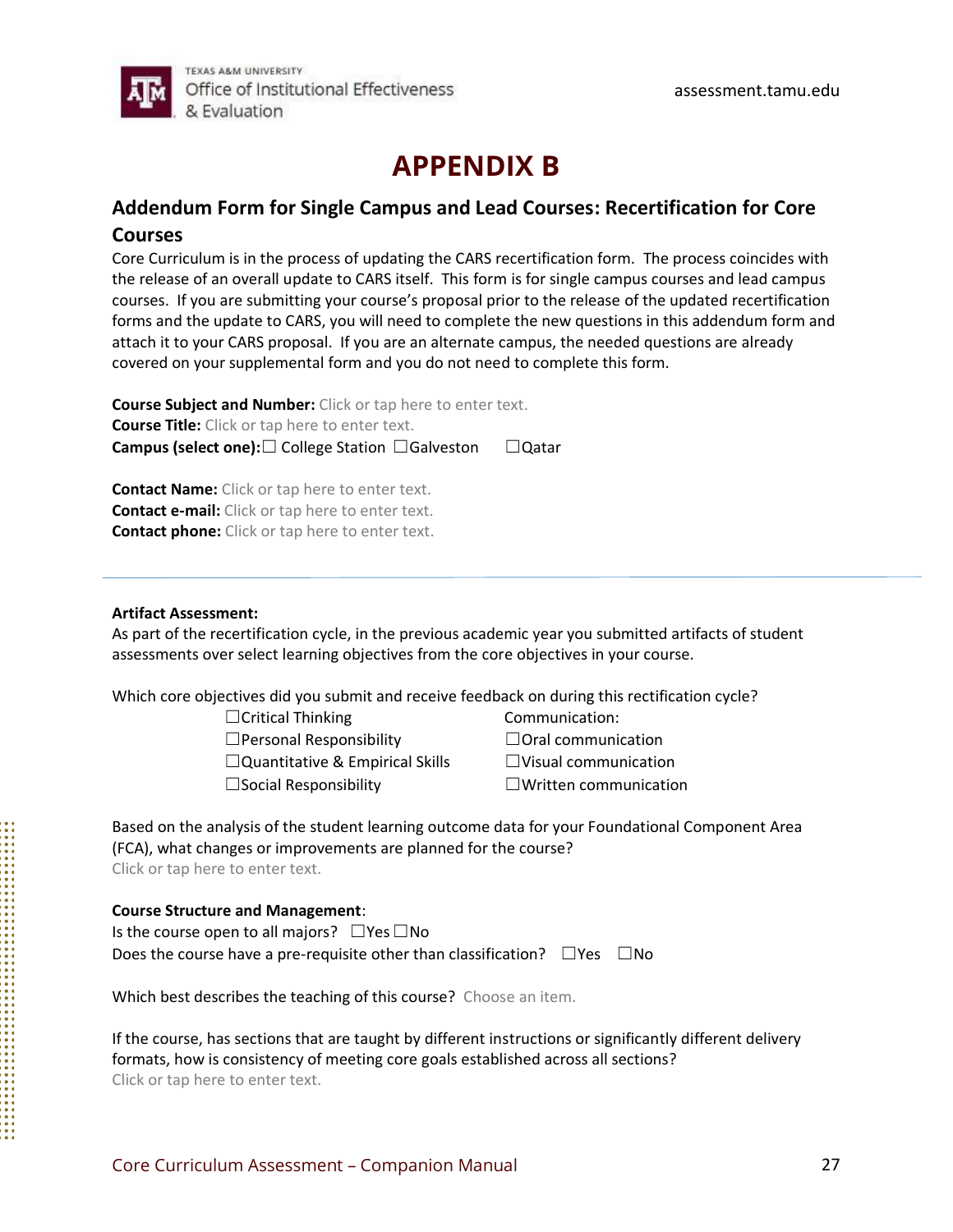# APPENDIX B

## Addendum Form for Single Campus and Lead Courses: Recertification for Core Courses

Core Curriculum is in the process of updating the CARS recertification form. The process coincides with the release of an overall update to CARS itself. This form is for single campus courses and lead campus courses. If you are submitting your course's proposal prior to the release of the updated recertification forms and the update to CARS, you will need to complete the new questions in this addendum form and attach it to your CARS proposal. If you are an alternate campus, the needed questions are already covered on your supplemental form and you do not need to complete this form.

**Course Subject and Number:** Click or tap here to enter text.
**Course Title:** Click or tap here to enter text.
**Campus (select one):** ☐ College Station ☐Galveston ☐Qatar

**Contact Name:** Click or tap here to enter text.
**Contact e-mail:** Click or tap here to enter text.
**Contact phone:** Click or tap here to enter text.

---

**Artifact Assessment:**
As part of the recertification cycle, in the previous academic year you submitted artifacts of student assessments over select learning objectives from the core objectives in your course.

Which core objectives did you submit and receive feedback on during this rectification cycle?

- ☐Critical Thinking
- ☐Personal Responsibility
- ☐Quantitative & Empirical Skills
- ☐Social Responsibility

Communication:

- ☐Oral communication
- ☐Visual communication
- ☐Written communication

Based on the analysis of the student learning outcome data for your Foundational Component Area (FCA), what changes or improvements are planned for the course?
Click or tap here to enter text.

**Course Structure and Management**:
Is the course open to all majors? ☐Yes ☐No
Does the course have a pre-requisite other than classification? ☐Yes ☐No

Which best describes the teaching of this course? Choose an item.

If the course, has sections that are taught by different instructions or significantly different delivery formats, how is consistency of meeting core goals established across all sections?
Click or tap here to enter text.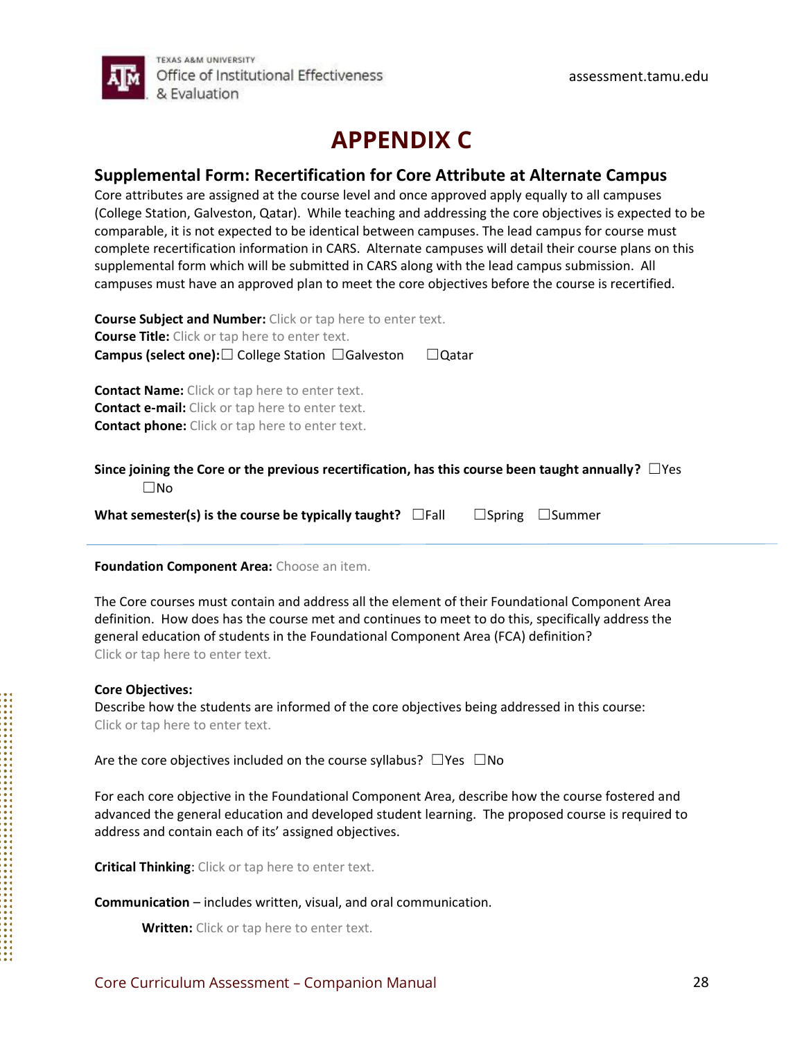# APPENDIX C

## Supplemental Form: Recertification for Core Attribute at Alternate Campus

Core attributes are assigned at the course level and once approved apply equally to all campuses (College Station, Galveston, Qatar). While teaching and addressing the core objectives is expected to be comparable, it is not expected to be identical between campuses. The lead campus for course must complete recertification information in CARS. Alternate campuses will detail their course plans on this supplemental form which will be submitted in CARS along with the lead campus submission. All campuses must have an approved plan to meet the core objectives before the course is recertified.

**Course Subject and Number:** Click or tap here to enter text.
**Course Title:** Click or tap here to enter text.
**Campus (select one):** ☐ College Station ☐Galveston ☐Qatar

**Contact Name:** Click or tap here to enter text.
**Contact e-mail:** Click or tap here to enter text.
**Contact phone:** Click or tap here to enter text.

**Since joining the Core or the previous recertification, has this course been taught annually?** ☐Yes ☐No

**What semester(s) is the course be typically taught?** ☐Fall ☐Spring ☐Summer

---

**Foundation Component Area:** Choose an item.

The Core courses must contain and address all the element of their Foundational Component Area definition. How does has the course met and continues to meet to do this, specifically address the general education of students in the Foundational Component Area (FCA) definition?
Click or tap here to enter text.

**Core Objectives:**
Describe how the students are informed of the core objectives being addressed in this course:
Click or tap here to enter text.

Are the core objectives included on the course syllabus? ☐Yes ☐No

For each core objective in the Foundational Component Area, describe how the course fostered and advanced the general education and developed student learning. The proposed course is required to address and contain each of its' assigned objectives.

**Critical Thinking**: Click or tap here to enter text.

**Communication** – includes written, visual, and oral communication.

**Written:** Click or tap here to enter text.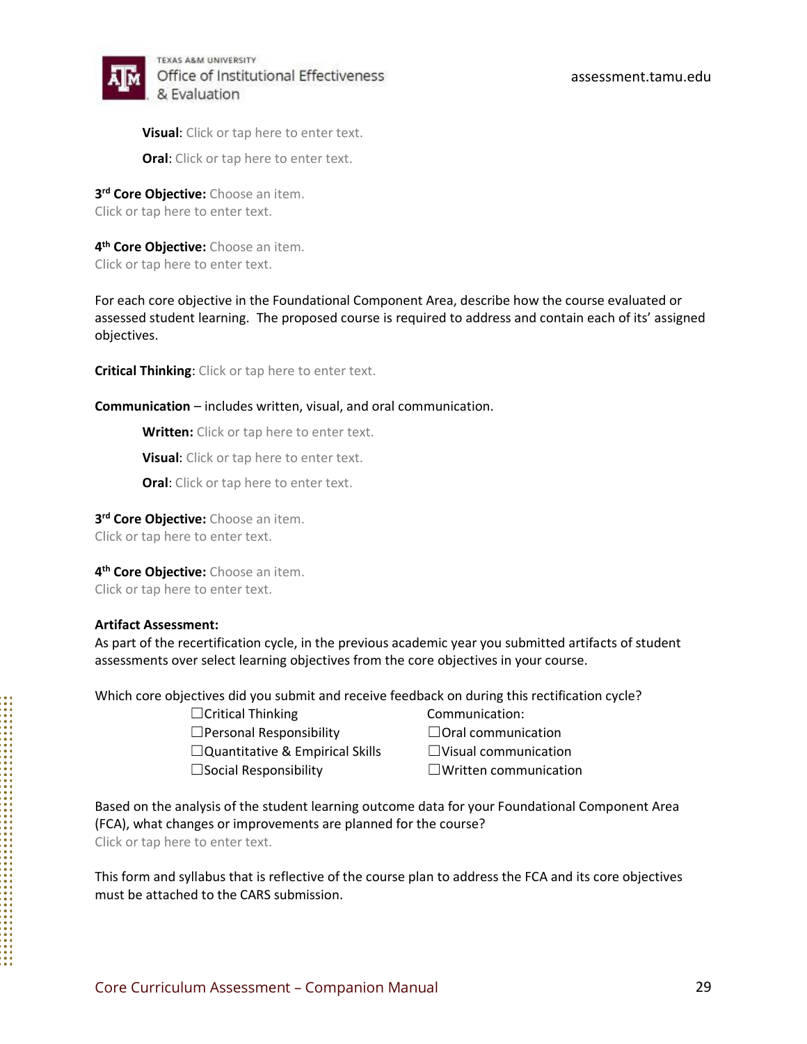**Visual**: Click or tap here to enter text.

**Oral**: Click or tap here to enter text.

**3rd Core Objective:** Choose an item.
Click or tap here to enter text.

**4th Core Objective:** Choose an item.
Click or tap here to enter text.

For each core objective in the Foundational Component Area, describe how the course evaluated or assessed student learning. The proposed course is required to address and contain each of its' assigned objectives.

**Critical Thinking**: Click or tap here to enter text.

**Communication** – includes written, visual, and oral communication.

**Written:** Click or tap here to enter text.

**Visual**: Click or tap here to enter text.

**Oral**: Click or tap here to enter text.

**3rd Core Objective:** Choose an item.
Click or tap here to enter text.

**4th Core Objective:** Choose an item.
Click or tap here to enter text.

**Artifact Assessment:**
As part of the recertification cycle, in the previous academic year you submitted artifacts of student assessments over select learning objectives from the core objectives in your course.

Which core objectives did you submit and receive feedback on during this rectification cycle?

☐Critical Thinking
☐Personal Responsibility
☐Quantitative & Empirical Skills
☐Social Responsibility

Communication:
☐Oral communication
☐Visual communication
☐Written communication

Based on the analysis of the student learning outcome data for your Foundational Component Area (FCA), what changes or improvements are planned for the course?
Click or tap here to enter text.

This form and syllabus that is reflective of the course plan to address the FCA and its core objectives must be attached to the CARS submission.